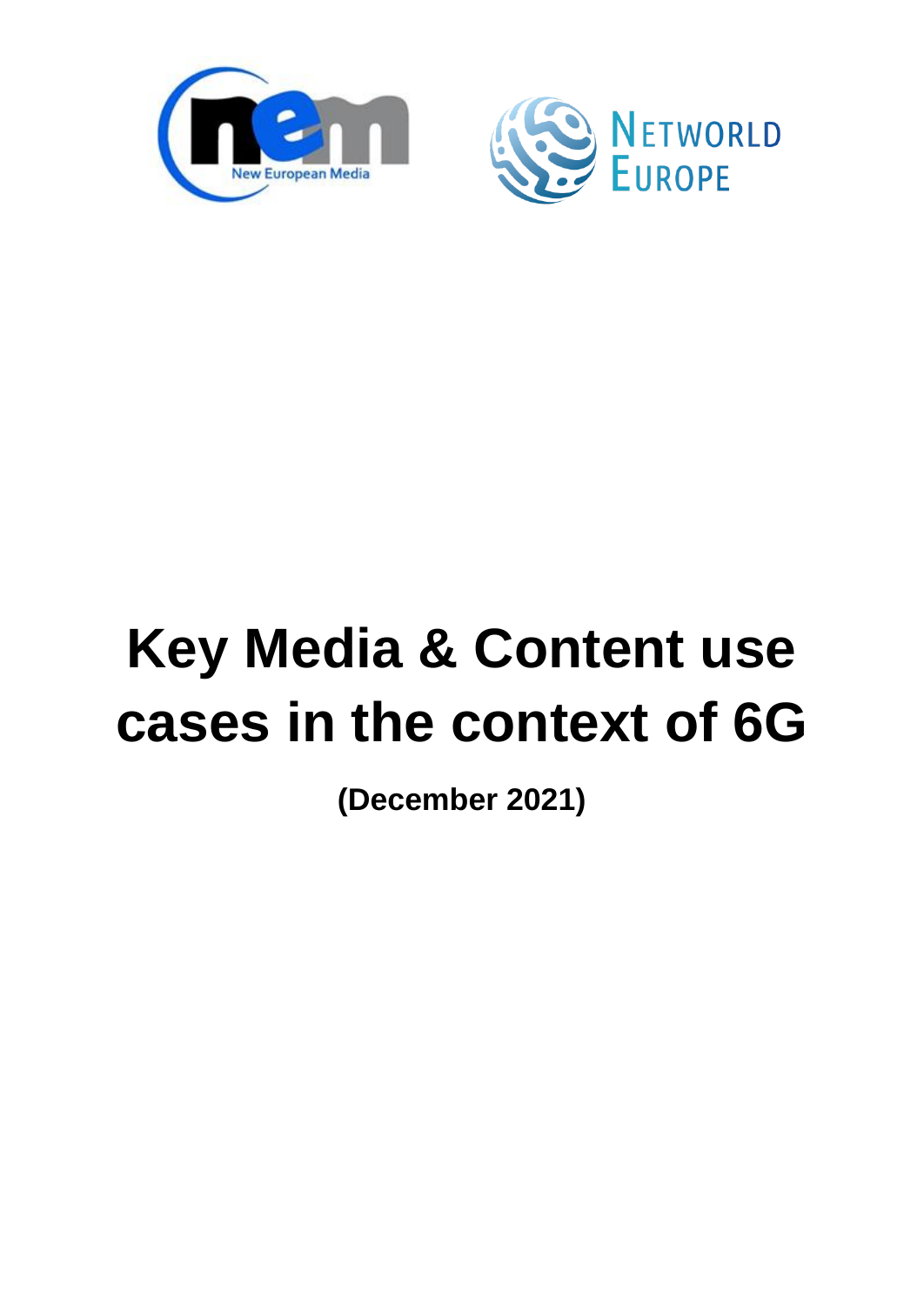# Key Media & Content use cases in the context of 6G

**(December 2021)**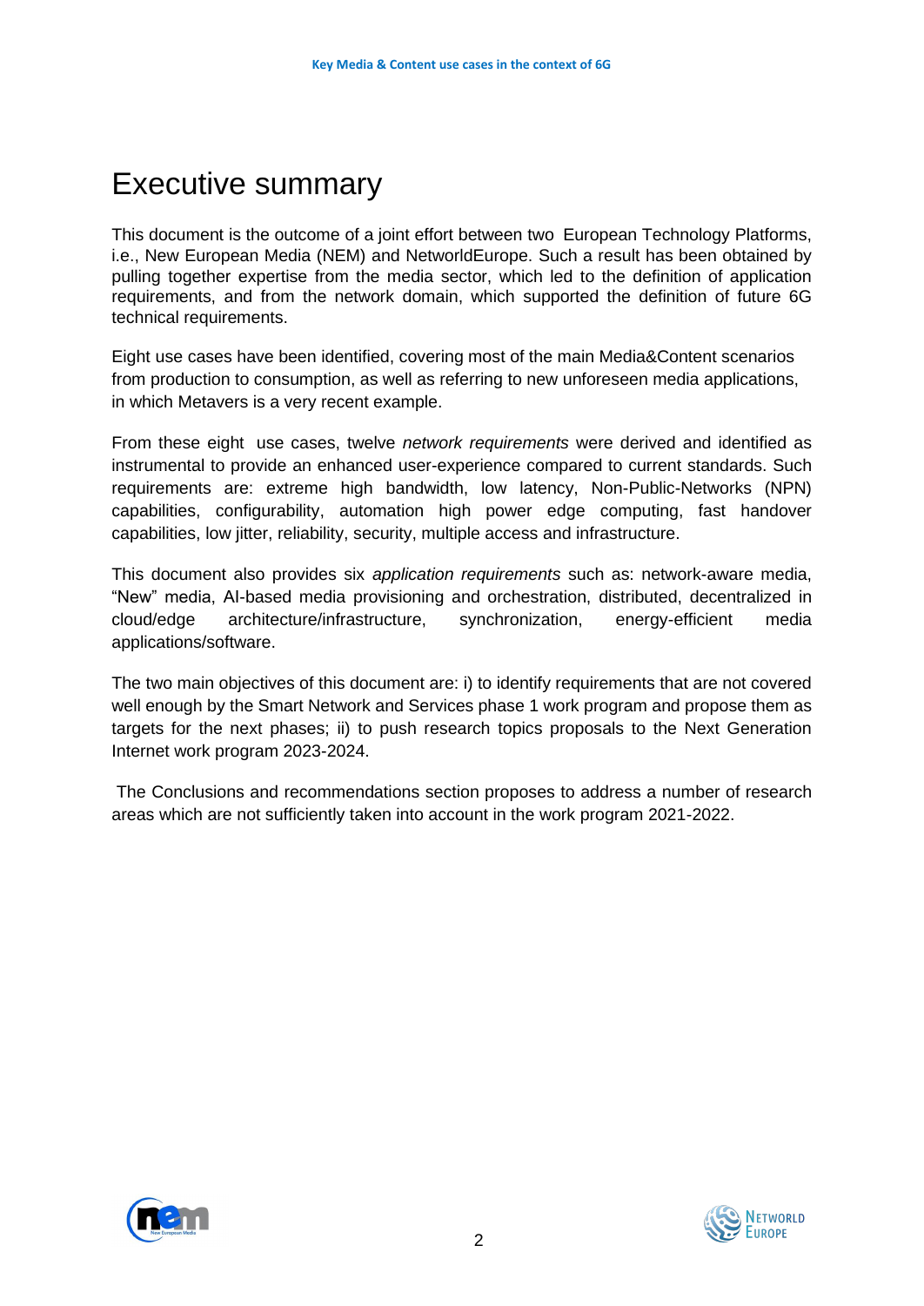# Executive summary

This document is the outcome of a joint effort between two European Technology Platforms, i.e., New European Media (NEM) and NetworldEurope. Such a result has been obtained by pulling together expertise from the media sector, which led to the definition of application requirements, and from the network domain, which supported the definition of future 6G technical requirements.

Eight use cases have been identified, covering most of the main Media&Content scenarios from production to consumption, as well as referring to new unforeseen media applications, in which Metavers is a very recent example.

From these eight use cases, twelve *network requirements* were derived and identified as instrumental to provide an enhanced user-experience compared to current standards. Such requirements are: extreme high bandwidth, low latency, Non-Public-Networks (NPN) capabilities, configurability, automation high power edge computing, fast handover capabilities, low jitter, reliability, security, multiple access and infrastructure.

This document also provides six *application requirements* such as: network-aware media, "New" media, AI-based media provisioning and orchestration, distributed, decentralized in cloud/edge architecture/infrastructure, synchronization, energy-efficient media applications/software.

The two main objectives of this document are: i) to identify requirements that are not covered well enough by the Smart Network and Services phase 1 work program and propose them as targets for the next phases; ii) to push research topics proposals to the Next Generation Internet work program 2023-2024.

The Conclusions and recommendations section proposes to address a number of research areas which are not sufficiently taken into account in the work program 2021-2022.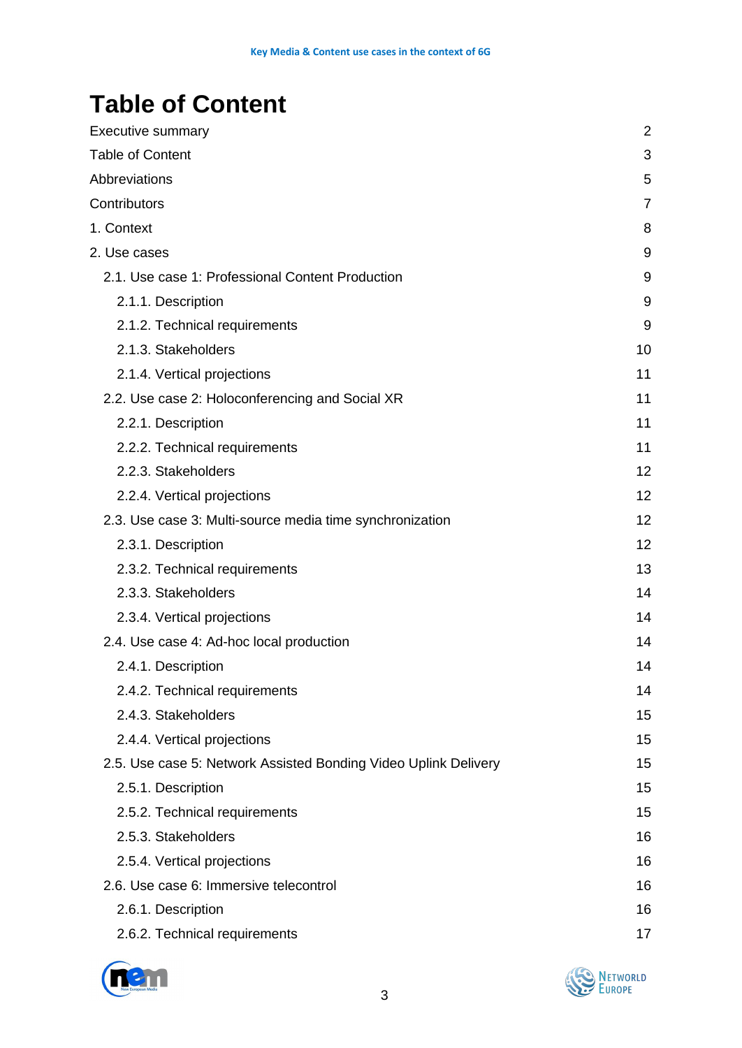# Table of Content

| | |
|---|---|
| Executive summary | 2 |
| Table of Content | 3 |
| Abbreviations | 5 |
| Contributors | 7 |
| 1. Context | 8 |
| 2. Use cases | 9 |
| 2.1. Use case 1: Professional Content Production | 9 |
| 2.1.1. Description | 9 |
| 2.1.2. Technical requirements | 9 |
| 2.1.3. Stakeholders | 10 |
| 2.1.4. Vertical projections | 11 |
| 2.2. Use case 2: Holoconferencing and Social XR | 11 |
| 2.2.1. Description | 11 |
| 2.2.2. Technical requirements | 11 |
| 2.2.3. Stakeholders | 12 |
| 2.2.4. Vertical projections | 12 |
| 2.3. Use case 3: Multi-source media time synchronization | 12 |
| 2.3.1. Description | 12 |
| 2.3.2. Technical requirements | 13 |
| 2.3.3. Stakeholders | 14 |
| 2.3.4. Vertical projections | 14 |
| 2.4. Use case 4: Ad-hoc local production | 14 |
| 2.4.1. Description | 14 |
| 2.4.2. Technical requirements | 14 |
| 2.4.3. Stakeholders | 15 |
| 2.4.4. Vertical projections | 15 |
| 2.5. Use case 5: Network Assisted Bonding Video Uplink Delivery | 15 |
| 2.5.1. Description | 15 |
| 2.5.2. Technical requirements | 15 |
| 2.5.3. Stakeholders | 16 |
| 2.5.4. Vertical projections | 16 |
| 2.6. Use case 6: Immersive telecontrol | 16 |
| 2.6.1. Description | 16 |
| 2.6.2. Technical requirements | 17 |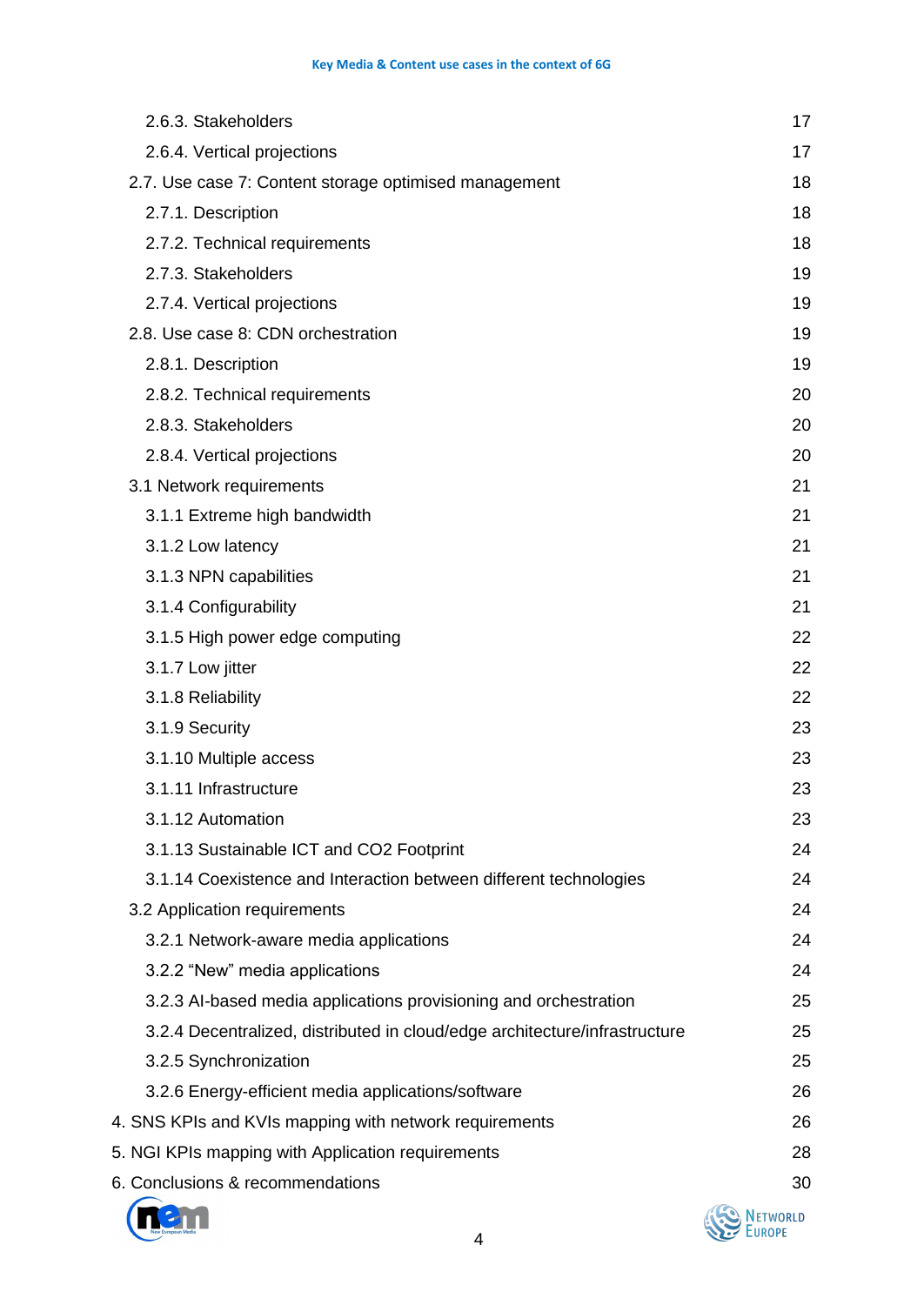| | |
|---|---|
| 2.6.3. Stakeholders | 17 |
| 2.6.4. Vertical projections | 17 |
| 2.7. Use case 7: Content storage optimised management | 18 |
| 2.7.1. Description | 18 |
| 2.7.2. Technical requirements | 18 |
| 2.7.3. Stakeholders | 19 |
| 2.7.4. Vertical projections | 19 |
| 2.8. Use case 8: CDN orchestration | 19 |
| 2.8.1. Description | 19 |
| 2.8.2. Technical requirements | 20 |
| 2.8.3. Stakeholders | 20 |
| 2.8.4. Vertical projections | 20 |
| 3.1 Network requirements | 21 |
| 3.1.1 Extreme high bandwidth | 21 |
| 3.1.2 Low latency | 21 |
| 3.1.3 NPN capabilities | 21 |
| 3.1.4 Configurability | 21 |
| 3.1.5 High power edge computing | 22 |
| 3.1.7 Low jitter | 22 |
| 3.1.8 Reliability | 22 |
| 3.1.9 Security | 23 |
| 3.1.10 Multiple access | 23 |
| 3.1.11 Infrastructure | 23 |
| 3.1.12 Automation | 23 |
| 3.1.13 Sustainable ICT and CO2 Footprint | 24 |
| 3.1.14 Coexistence and Interaction between different technologies | 24 |
| 3.2 Application requirements | 24 |
| 3.2.1 Network-aware media applications | 24 |
| 3.2.2 "New" media applications | 24 |
| 3.2.3 AI-based media applications provisioning and orchestration | 25 |
| 3.2.4 Decentralized, distributed in cloud/edge architecture/infrastructure | 25 |
| 3.2.5 Synchronization | 25 |
| 3.2.6 Energy-efficient media applications/software | 26 |
| 4. SNS KPIs and KVIs mapping with network requirements | 26 |
| 5. NGI KPIs mapping with Application requirements | 28 |
| 6. Conclusions & recommendations | 30 |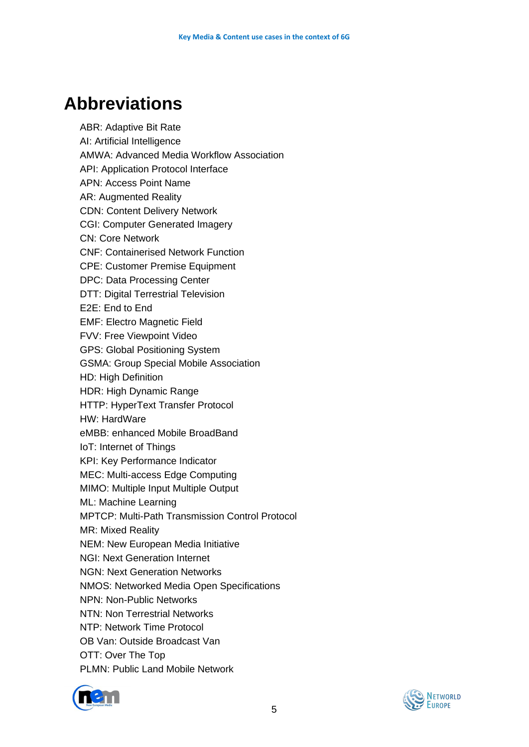# Abbreviations

ABR: Adaptive Bit Rate
AI: Artificial Intelligence
AMWA: Advanced Media Workflow Association
API: Application Protocol Interface
APN: Access Point Name
AR: Augmented Reality
CDN: Content Delivery Network
CGI: Computer Generated Imagery
CN: Core Network
CNF: Containerised Network Function
CPE: Customer Premise Equipment
DPC: Data Processing Center
DTT: Digital Terrestrial Television
E2E: End to End
EMF: Electro Magnetic Field
FVV: Free Viewpoint Video
GPS: Global Positioning System
GSMA: Group Special Mobile Association
HD: High Definition
HDR: High Dynamic Range
HTTP: HyperText Transfer Protocol
HW: HardWare
eMBB: enhanced Mobile BroadBand
IoT: Internet of Things
KPI: Key Performance Indicator
MEC: Multi-access Edge Computing
MIMO: Multiple Input Multiple Output
ML: Machine Learning
MPTCP: Multi-Path Transmission Control Protocol
MR: Mixed Reality
NEM: New European Media Initiative
NGI: Next Generation Internet
NGN: Next Generation Networks
NMOS: Networked Media Open Specifications
NPN: Non-Public Networks
NTN: Non Terrestrial Networks
NTP: Network Time Protocol
OB Van: Outside Broadcast Van
OTT: Over The Top
PLMN: Public Land Mobile Network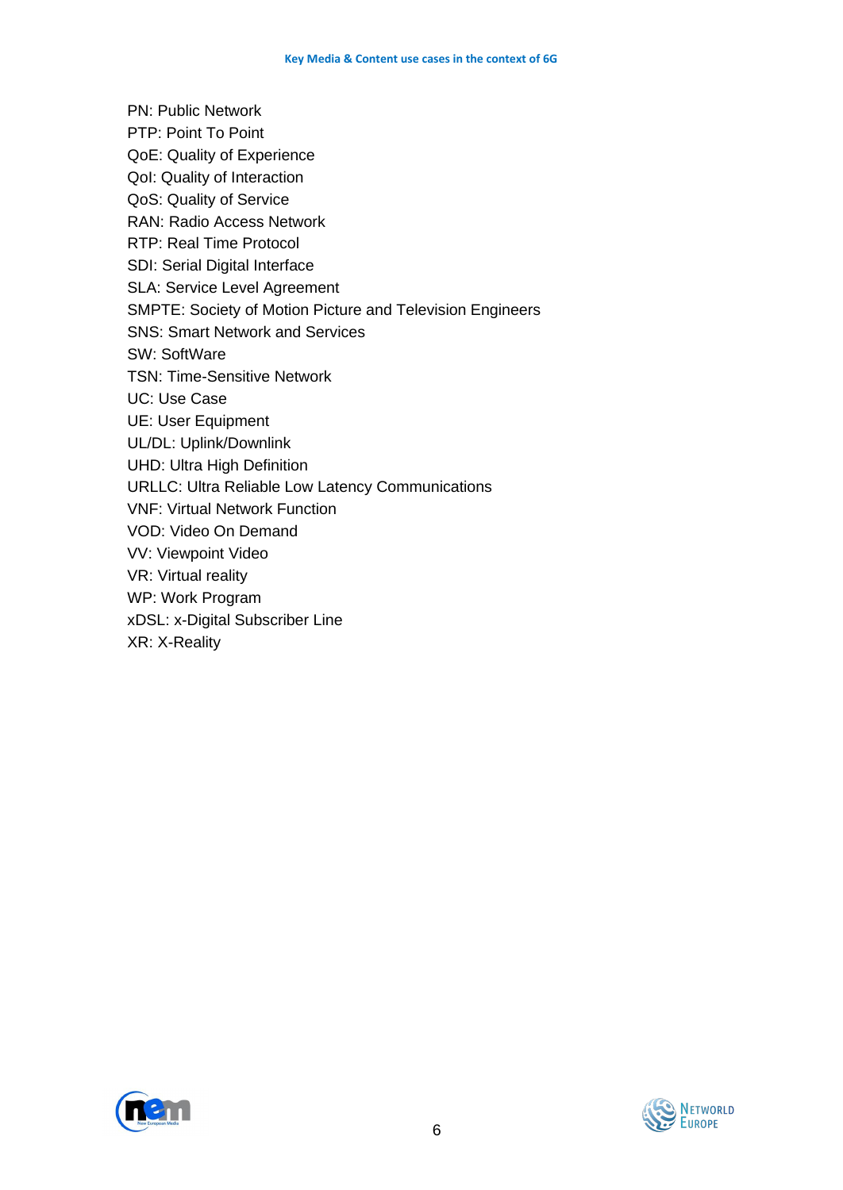PN: Public Network
PTP: Point To Point
QoE: Quality of Experience
QoI: Quality of Interaction
QoS: Quality of Service
RAN: Radio Access Network
RTP: Real Time Protocol
SDI: Serial Digital Interface
SLA: Service Level Agreement
SMPTE: Society of Motion Picture and Television Engineers
SNS: Smart Network and Services
SW: SoftWare
TSN: Time-Sensitive Network
UC: Use Case
UE: User Equipment
UL/DL: Uplink/Downlink
UHD: Ultra High Definition
URLLC: Ultra Reliable Low Latency Communications
VNF: Virtual Network Function
VOD: Video On Demand
VV: Viewpoint Video
VR: Virtual reality
WP: Work Program
xDSL: x-Digital Subscriber Line
XR: X-Reality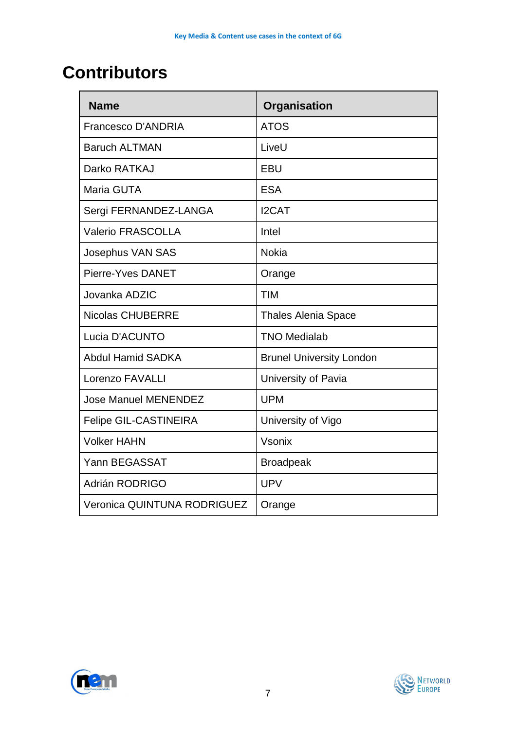# Contributors

| Name | Organisation |
|---|---|
| Francesco D'ANDRIA | ATOS |
| Baruch ALTMAN | LiveU |
| Darko RATKAJ | EBU |
| Maria GUTA | ESA |
| Sergi FERNANDEZ-LANGA | I2CAT |
| Valerio FRASCOLLA | Intel |
| Josephus VAN SAS | Nokia |
| Pierre-Yves DANET | Orange |
| Jovanka ADZIC | TIM |
| Nicolas CHUBERRE | Thales Alenia Space |
| Lucia D'ACUNTO | TNO Medialab |
| Abdul Hamid SADKA | Brunel University London |
| Lorenzo FAVALLI | University of Pavia |
| Jose Manuel MENENDEZ | UPM |
| Felipe GIL-CASTINEIRA | University of Vigo |
| Volker HAHN | Vsonix |
| Yann BEGASSAT | Broadpeak |
| Adrián RODRIGO | UPV |
| Veronica QUINTUNA RODRIGUEZ | Orange |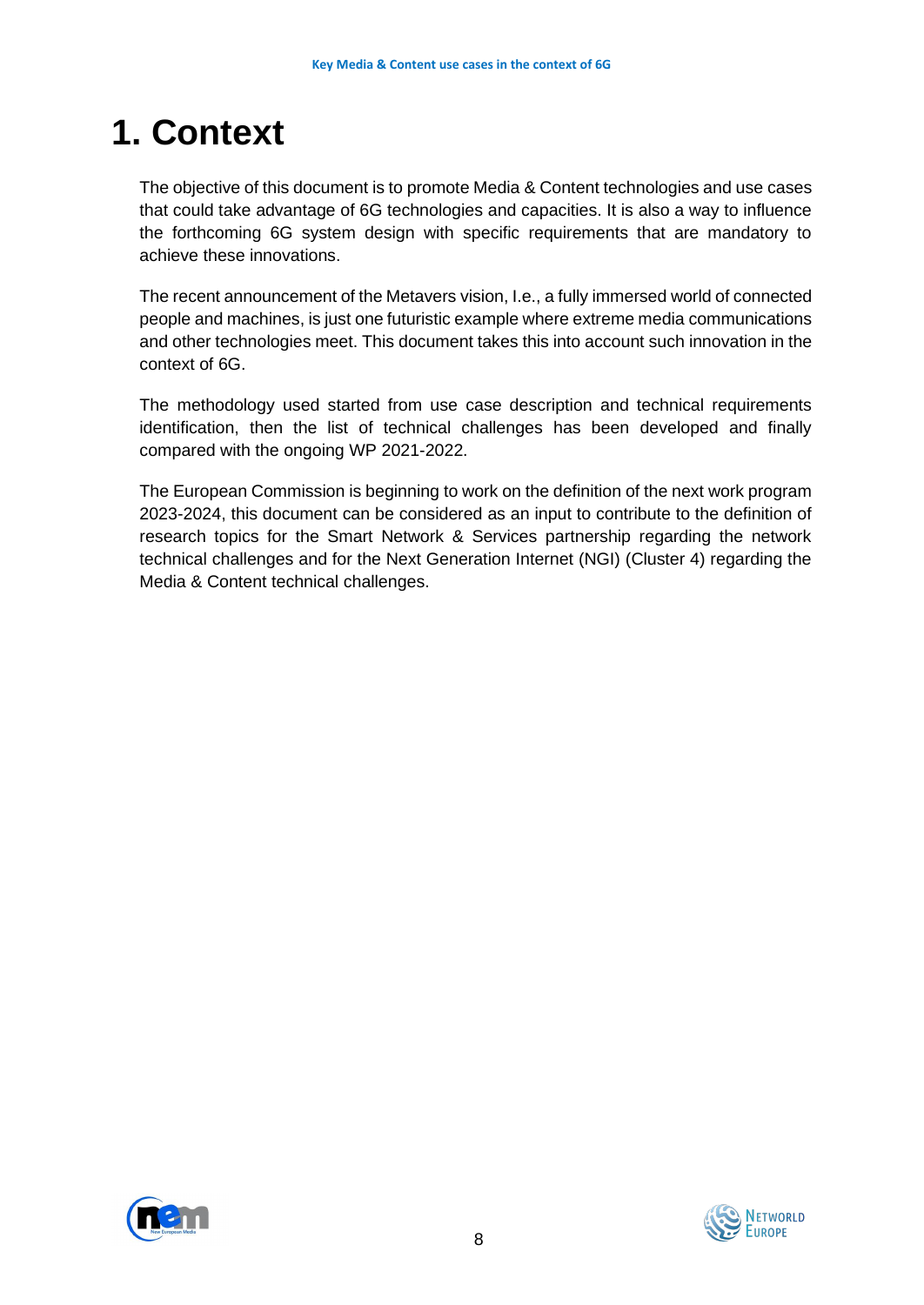# 1. Context

The objective of this document is to promote Media & Content technologies and use cases that could take advantage of 6G technologies and capacities. It is also a way to influence the forthcoming 6G system design with specific requirements that are mandatory to achieve these innovations.

The recent announcement of the Metavers vision, I.e., a fully immersed world of connected people and machines, is just one futuristic example where extreme media communications and other technologies meet. This document takes this into account such innovation in the context of 6G.

The methodology used started from use case description and technical requirements identification, then the list of technical challenges has been developed and finally compared with the ongoing WP 2021-2022.

The European Commission is beginning to work on the definition of the next work program 2023-2024, this document can be considered as an input to contribute to the definition of research topics for the Smart Network & Services partnership regarding the network technical challenges and for the Next Generation Internet (NGI) (Cluster 4) regarding the Media & Content technical challenges.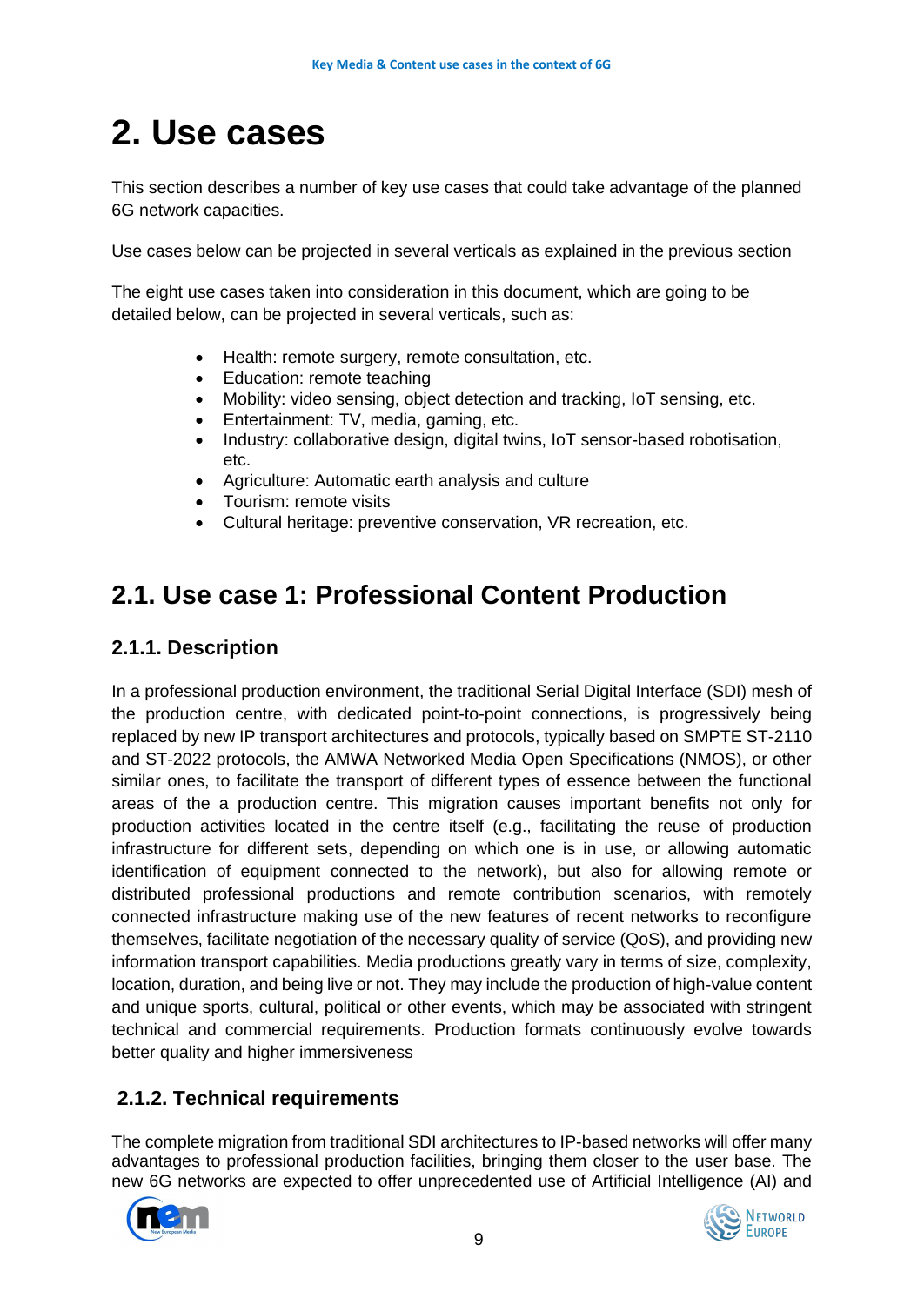# 2. Use cases

This section describes a number of key use cases that could take advantage of the planned 6G network capacities.

Use cases below can be projected in several verticals as explained in the previous section

The eight use cases taken into consideration in this document, which are going to be detailed below, can be projected in several verticals, such as:

- Health: remote surgery, remote consultation, etc.
- Education: remote teaching
- Mobility: video sensing, object detection and tracking, IoT sensing, etc.
- Entertainment: TV, media, gaming, etc.
- Industry: collaborative design, digital twins, IoT sensor-based robotisation, etc.
- Agriculture: Automatic earth analysis and culture
- Tourism: remote visits
- Cultural heritage: preventive conservation, VR recreation, etc.

## 2.1. Use case 1: Professional Content Production

### 2.1.1. Description

In a professional production environment, the traditional Serial Digital Interface (SDI) mesh of the production centre, with dedicated point-to-point connections, is progressively being replaced by new IP transport architectures and protocols, typically based on SMPTE ST-2110 and ST-2022 protocols, the AMWA Networked Media Open Specifications (NMOS), or other similar ones, to facilitate the transport of different types of essence between the functional areas of the a production centre. This migration causes important benefits not only for production activities located in the centre itself (e.g., facilitating the reuse of production infrastructure for different sets, depending on which one is in use, or allowing automatic identification of equipment connected to the network), but also for allowing remote or distributed professional productions and remote contribution scenarios, with remotely connected infrastructure making use of the new features of recent networks to reconfigure themselves, facilitate negotiation of the necessary quality of service (QoS), and providing new information transport capabilities. Media productions greatly vary in terms of size, complexity, location, duration, and being live or not. They may include the production of high-value content and unique sports, cultural, political or other events, which may be associated with stringent technical and commercial requirements. Production formats continuously evolve towards better quality and higher immersiveness

### 2.1.2. Technical requirements

The complete migration from traditional SDI architectures to IP-based networks will offer many advantages to professional production facilities, bringing them closer to the user base. The new 6G networks are expected to offer unprecedented use of Artificial Intelligence (AI) and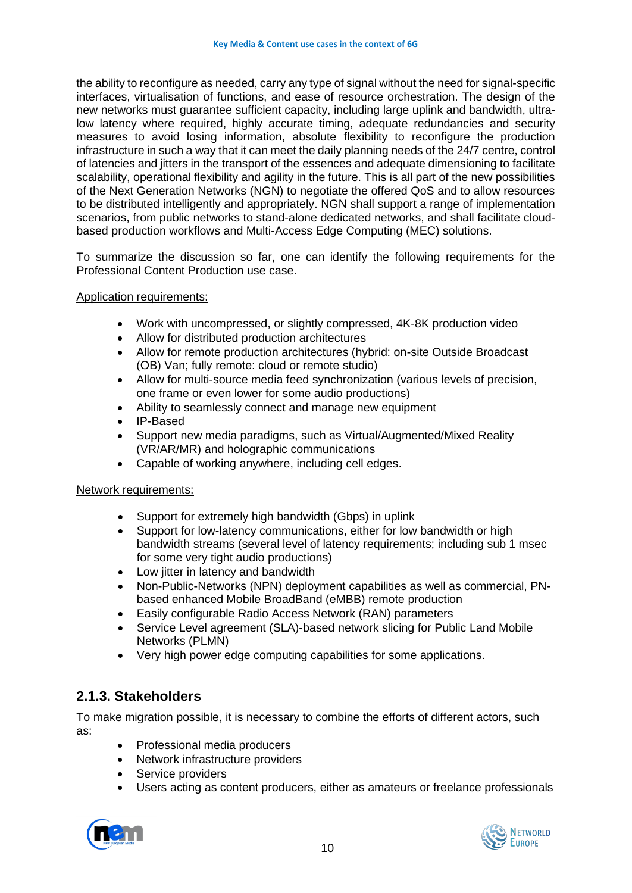the ability to reconfigure as needed, carry any type of signal without the need for signal-specific interfaces, virtualisation of functions, and ease of resource orchestration. The design of the new networks must guarantee sufficient capacity, including large uplink and bandwidth, ultra-low latency where required, highly accurate timing, adequate redundancies and security measures to avoid losing information, absolute flexibility to reconfigure the production infrastructure in such a way that it can meet the daily planning needs of the 24/7 centre, control of latencies and jitters in the transport of the essences and adequate dimensioning to facilitate scalability, operational flexibility and agility in the future. This is all part of the new possibilities of the Next Generation Networks (NGN) to negotiate the offered QoS and to allow resources to be distributed intelligently and appropriately. NGN shall support a range of implementation scenarios, from public networks to stand-alone dedicated networks, and shall facilitate cloud-based production workflows and Multi-Access Edge Computing (MEC) solutions.

To summarize the discussion so far, one can identify the following requirements for the Professional Content Production use case.

<u>Application requirements:</u>

- Work with uncompressed, or slightly compressed, 4K-8K production video
- Allow for distributed production architectures
- Allow for remote production architectures (hybrid: on-site Outside Broadcast (OB) Van; fully remote: cloud or remote studio)
- Allow for multi-source media feed synchronization (various levels of precision, one frame or even lower for some audio productions)
- Ability to seamlessly connect and manage new equipment
- IP-Based
- Support new media paradigms, such as Virtual/Augmented/Mixed Reality (VR/AR/MR) and holographic communications
- Capable of working anywhere, including cell edges.

<u>Network requirements:</u>

- Support for extremely high bandwidth (Gbps) in uplink
- Support for low-latency communications, either for low bandwidth or high bandwidth streams (several level of latency requirements; including sub 1 msec for some very tight audio productions)
- Low jitter in latency and bandwidth
- Non-Public-Networks (NPN) deployment capabilities as well as commercial, PN-based enhanced Mobile BroadBand (eMBB) remote production
- Easily configurable Radio Access Network (RAN) parameters
- Service Level agreement (SLA)-based network slicing for Public Land Mobile Networks (PLMN)
- Very high power edge computing capabilities for some applications.

## 2.1.3. Stakeholders

To make migration possible, it is necessary to combine the efforts of different actors, such as:

- Professional media producers
- Network infrastructure providers
- Service providers
- Users acting as content producers, either as amateurs or freelance professionals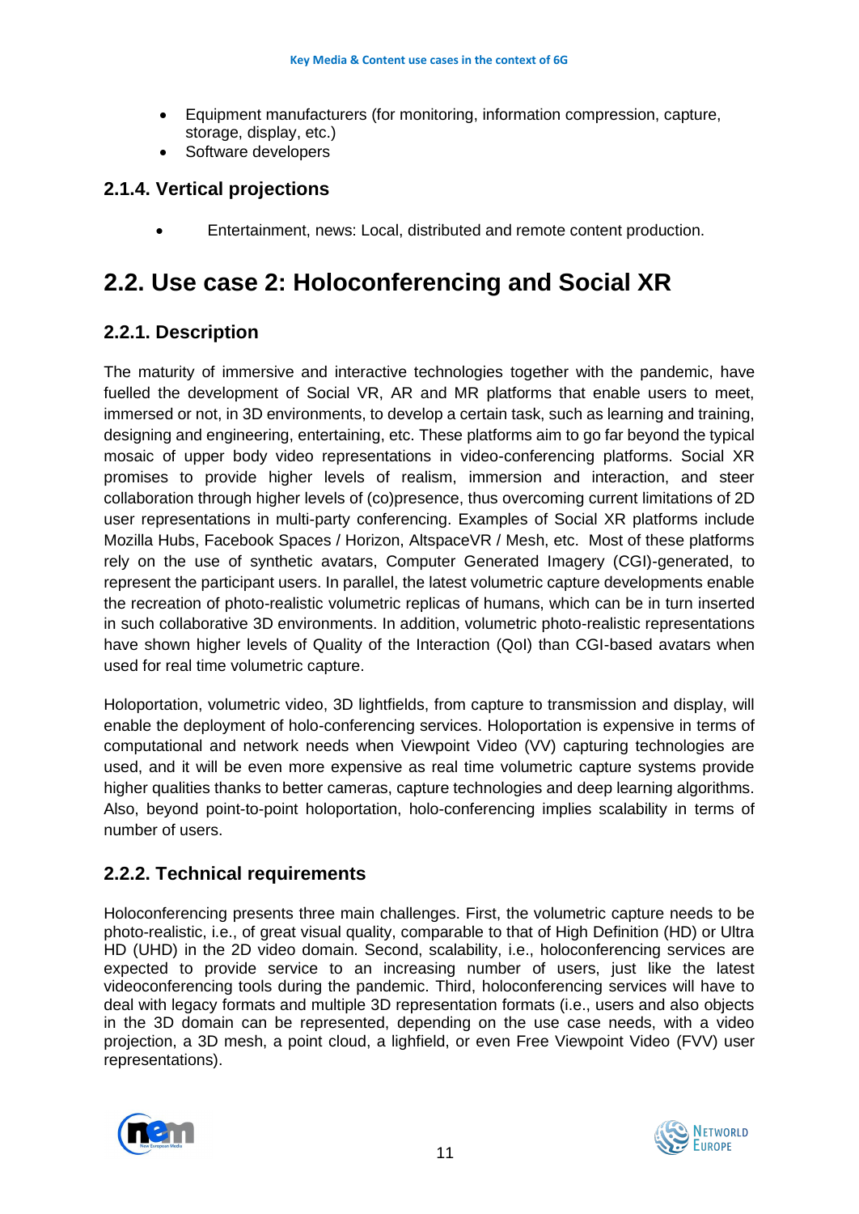- Equipment manufacturers (for monitoring, information compression, capture, storage, display, etc.)
- Software developers

### 2.1.4. Vertical projections

- Entertainment, news: Local, distributed and remote content production.

## 2.2. Use case 2: Holoconferencing and Social XR

### 2.2.1. Description

The maturity of immersive and interactive technologies together with the pandemic, have fuelled the development of Social VR, AR and MR platforms that enable users to meet, immersed or not, in 3D environments, to develop a certain task, such as learning and training, designing and engineering, entertaining, etc. These platforms aim to go far beyond the typical mosaic of upper body video representations in video-conferencing platforms. Social XR promises to provide higher levels of realism, immersion and interaction, and steer collaboration through higher levels of (co)presence, thus overcoming current limitations of 2D user representations in multi-party conferencing. Examples of Social XR platforms include Mozilla Hubs, Facebook Spaces / Horizon, AltspaceVR / Mesh, etc. Most of these platforms rely on the use of synthetic avatars, Computer Generated Imagery (CGI)-generated, to represent the participant users. In parallel, the latest volumetric capture developments enable the recreation of photo-realistic volumetric replicas of humans, which can be in turn inserted in such collaborative 3D environments. In addition, volumetric photo-realistic representations have shown higher levels of Quality of the Interaction (QoI) than CGI-based avatars when used for real time volumetric capture.

Holoportation, volumetric video, 3D lightfields, from capture to transmission and display, will enable the deployment of holo-conferencing services. Holoportation is expensive in terms of computational and network needs when Viewpoint Video (VV) capturing technologies are used, and it will be even more expensive as real time volumetric capture systems provide higher qualities thanks to better cameras, capture technologies and deep learning algorithms. Also, beyond point-to-point holoportation, holo-conferencing implies scalability in terms of number of users.

### 2.2.2. Technical requirements

Holoconferencing presents three main challenges. First, the volumetric capture needs to be photo-realistic, i.e., of great visual quality, comparable to that of High Definition (HD) or Ultra HD (UHD) in the 2D video domain. Second, scalability, i.e., holoconferencing services are expected to provide service to an increasing number of users, just like the latest videoconferencing tools during the pandemic. Third, holoconferencing services will have to deal with legacy formats and multiple 3D representation formats (i.e., users and also objects in the 3D domain can be represented, depending on the use case needs, with a video projection, a 3D mesh, a point cloud, a lighfield, or even Free Viewpoint Video (FVV) user representations).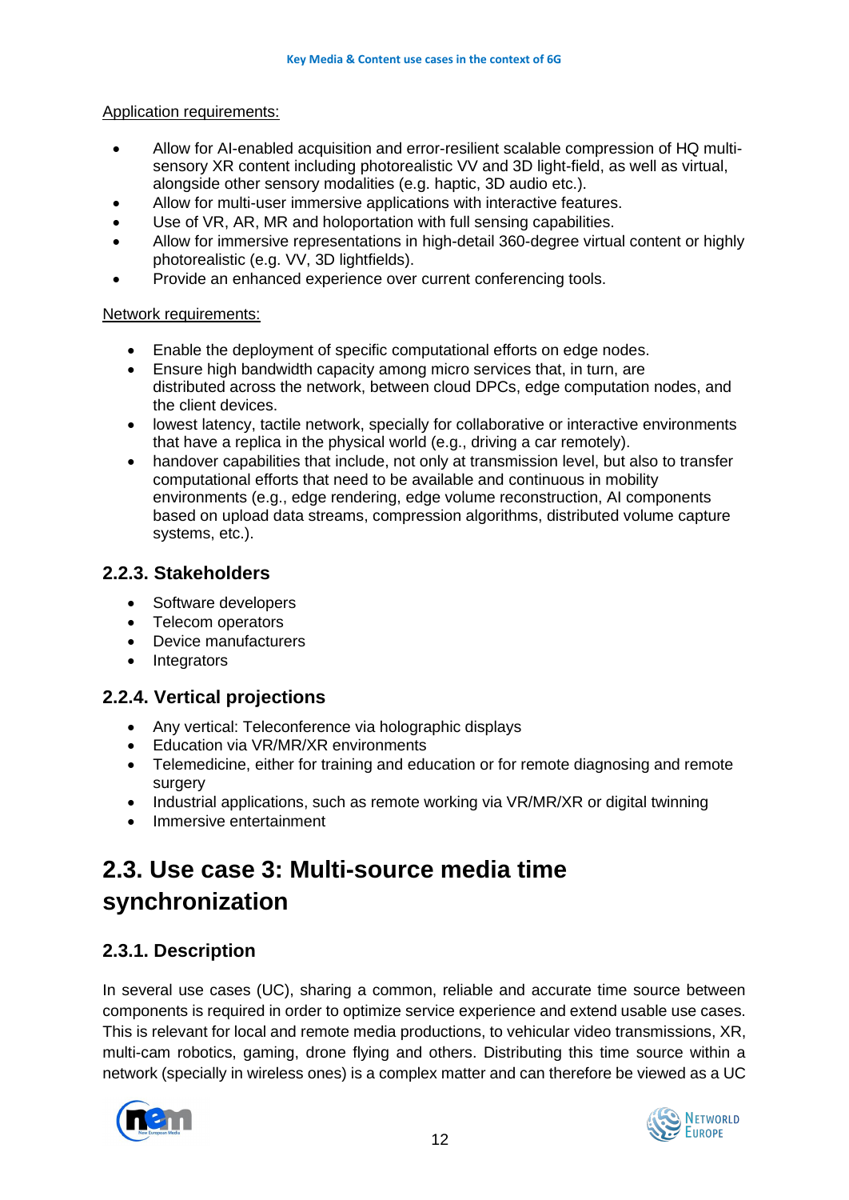Application requirements:

- Allow for AI-enabled acquisition and error-resilient scalable compression of HQ multi-sensory XR content including photorealistic VV and 3D light-field, as well as virtual, alongside other sensory modalities (e.g. haptic, 3D audio etc.).
- Allow for multi-user immersive applications with interactive features.
- Use of VR, AR, MR and holoportation with full sensing capabilities.
- Allow for immersive representations in high-detail 360-degree virtual content or highly photorealistic (e.g. VV, 3D lightfields).
- Provide an enhanced experience over current conferencing tools.

Network requirements:

- Enable the deployment of specific computational efforts on edge nodes.
- Ensure high bandwidth capacity among micro services that, in turn, are distributed across the network, between cloud DPCs, edge computation nodes, and the client devices.
- lowest latency, tactile network, specially for collaborative or interactive environments that have a replica in the physical world (e.g., driving a car remotely).
- handover capabilities that include, not only at transmission level, but also to transfer computational efforts that need to be available and continuous in mobility environments (e.g., edge rendering, edge volume reconstruction, AI components based on upload data streams, compression algorithms, distributed volume capture systems, etc.).

### 2.2.3. Stakeholders

- Software developers
- Telecom operators
- Device manufacturers
- Integrators

### 2.2.4. Vertical projections

- Any vertical: Teleconference via holographic displays
- Education via VR/MR/XR environments
- Telemedicine, either for training and education or for remote diagnosing and remote surgery
- Industrial applications, such as remote working via VR/MR/XR or digital twinning
- Immersive entertainment

## 2.3. Use case 3: Multi-source media time synchronization

### 2.3.1. Description

In several use cases (UC), sharing a common, reliable and accurate time source between components is required in order to optimize service experience and extend usable use cases. This is relevant for local and remote media productions, to vehicular video transmissions, XR, multi-cam robotics, gaming, drone flying and others. Distributing this time source within a network (specially in wireless ones) is a complex matter and can therefore be viewed as a UC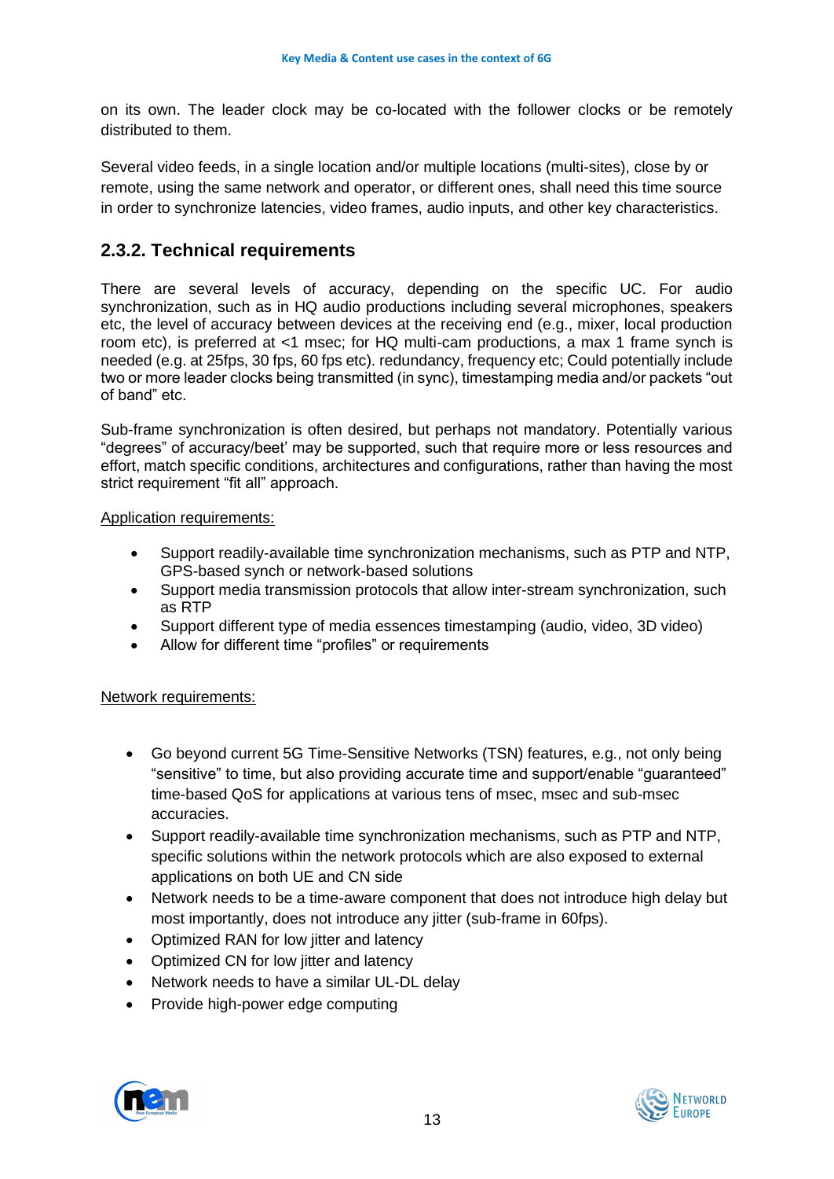on its own. The leader clock may be co-located with the follower clocks or be remotely distributed to them.

Several video feeds, in a single location and/or multiple locations (multi-sites), close by or remote, using the same network and operator, or different ones, shall need this time source in order to synchronize latencies, video frames, audio inputs, and other key characteristics.

### 2.3.2. Technical requirements

There are several levels of accuracy, depending on the specific UC. For audio synchronization, such as in HQ audio productions including several microphones, speakers etc, the level of accuracy between devices at the receiving end (e.g., mixer, local production room etc), is preferred at <1 msec; for HQ multi-cam productions, a max 1 frame synch is needed (e.g. at 25fps, 30 fps, 60 fps etc). redundancy, frequency etc; Could potentially include two or more leader clocks being transmitted (in sync), timestamping media and/or packets "out of band" etc.

Sub-frame synchronization is often desired, but perhaps not mandatory. Potentially various "degrees" of accuracy/beet' may be supported, such that require more or less resources and effort, match specific conditions, architectures and configurations, rather than having the most strict requirement "fit all" approach.

Application requirements:

- Support readily-available time synchronization mechanisms, such as PTP and NTP, GPS-based synch or network-based solutions
- Support media transmission protocols that allow inter-stream synchronization, such as RTP
- Support different type of media essences timestamping (audio, video, 3D video)
- Allow for different time "profiles" or requirements

Network requirements:

- Go beyond current 5G Time-Sensitive Networks (TSN) features, e.g., not only being "sensitive" to time, but also providing accurate time and support/enable "guaranteed" time-based QoS for applications at various tens of msec, msec and sub-msec accuracies.
- Support readily-available time synchronization mechanisms, such as PTP and NTP, specific solutions within the network protocols which are also exposed to external applications on both UE and CN side
- Network needs to be a time-aware component that does not introduce high delay but most importantly, does not introduce any jitter (sub-frame in 60fps).
- Optimized RAN for low jitter and latency
- Optimized CN for low jitter and latency
- Network needs to have a similar UL-DL delay
- Provide high-power edge computing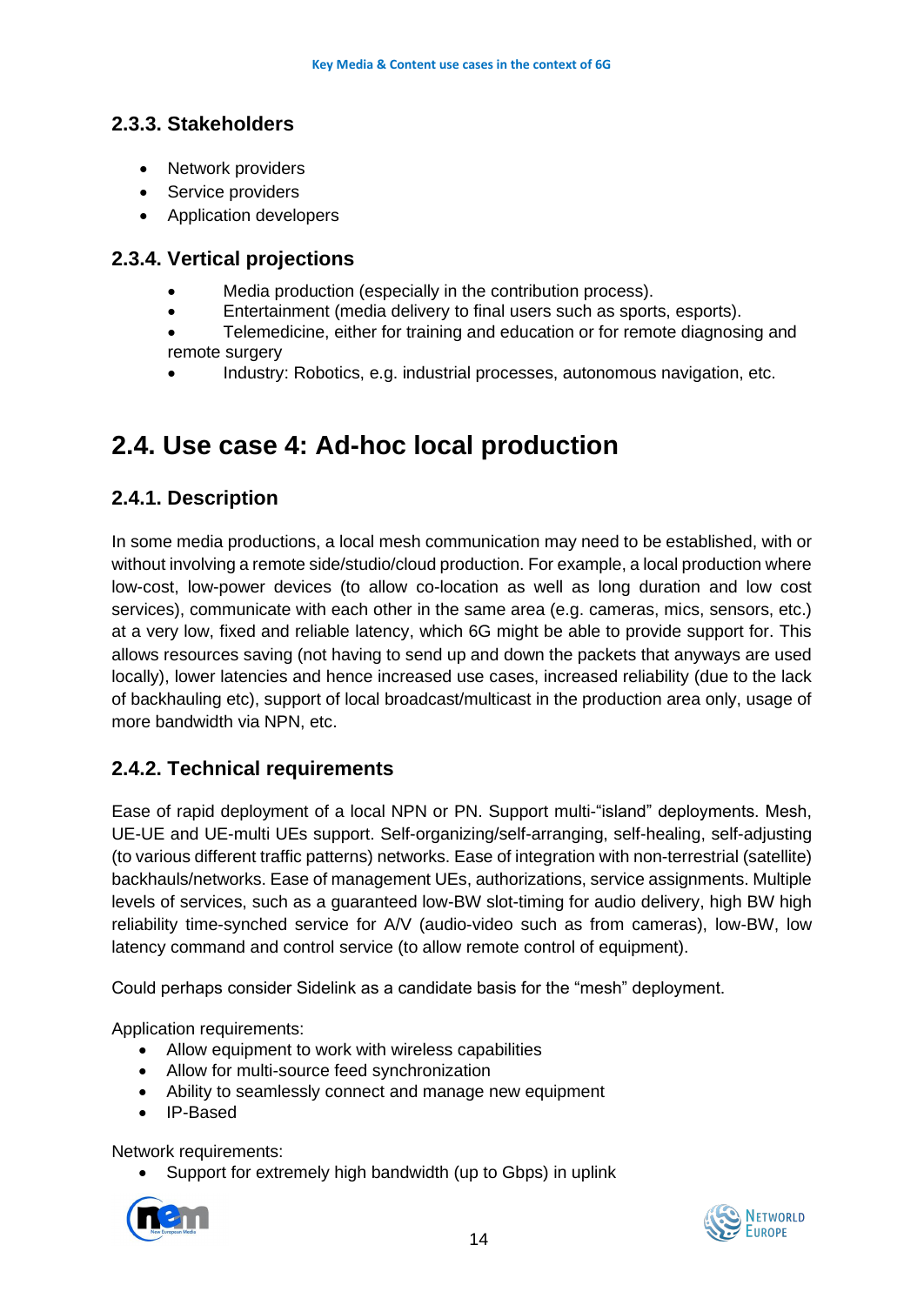### 2.3.3. Stakeholders

- Network providers
- Service providers
- Application developers

### 2.3.4. Vertical projections

- Media production (especially in the contribution process).
- Entertainment (media delivery to final users such as sports, esports).
- Telemedicine, either for training and education or for remote diagnosing and remote surgery
- Industry: Robotics, e.g. industrial processes, autonomous navigation, etc.

## 2.4. Use case 4: Ad-hoc local production

### 2.4.1. Description

In some media productions, a local mesh communication may need to be established, with or without involving a remote side/studio/cloud production. For example, a local production where low-cost, low-power devices (to allow co-location as well as long duration and low cost services), communicate with each other in the same area (e.g. cameras, mics, sensors, etc.) at a very low, fixed and reliable latency, which 6G might be able to provide support for. This allows resources saving (not having to send up and down the packets that anyways are used locally), lower latencies and hence increased use cases, increased reliability (due to the lack of backhauling etc), support of local broadcast/multicast in the production area only, usage of more bandwidth via NPN, etc.

### 2.4.2. Technical requirements

Ease of rapid deployment of a local NPN or PN. Support multi-“island” deployments. Mesh, UE-UE and UE-multi UEs support. Self-organizing/self-arranging, self-healing, self-adjusting (to various different traffic patterns) networks. Ease of integration with non-terrestrial (satellite) backhauls/networks. Ease of management UEs, authorizations, service assignments. Multiple levels of services, such as a guaranteed low-BW slot-timing for audio delivery, high BW high reliability time-synched service for A/V (audio-video such as from cameras), low-BW, low latency command and control service (to allow remote control of equipment).

Could perhaps consider Sidelink as a candidate basis for the “mesh” deployment.

Application requirements:

- Allow equipment to work with wireless capabilities
- Allow for multi-source feed synchronization
- Ability to seamlessly connect and manage new equipment
- IP-Based

Network requirements:

- Support for extremely high bandwidth (up to Gbps) in uplink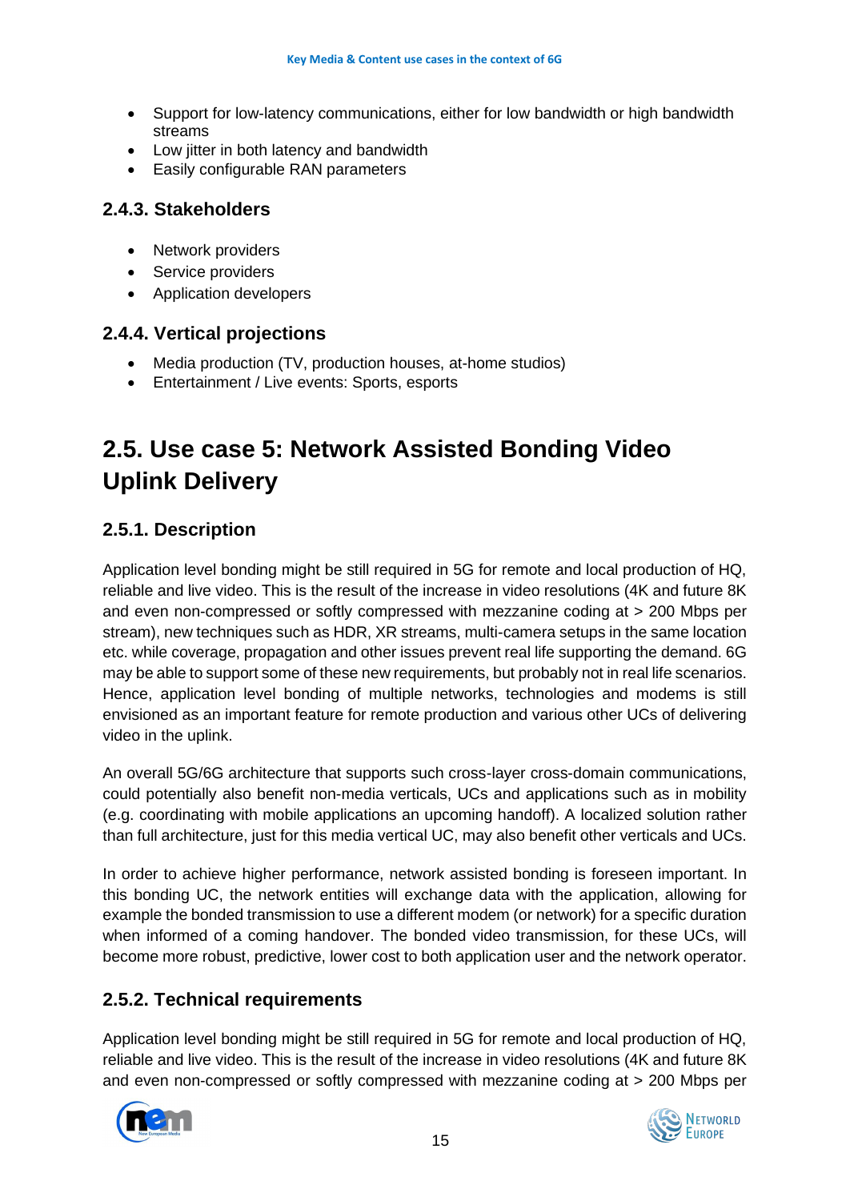- Support for low-latency communications, either for low bandwidth or high bandwidth streams
- Low jitter in both latency and bandwidth
- Easily configurable RAN parameters

### 2.4.3. Stakeholders

- Network providers
- Service providers
- Application developers

### 2.4.4. Vertical projections

- Media production (TV, production houses, at-home studios)
- Entertainment / Live events: Sports, esports

## 2.5. Use case 5: Network Assisted Bonding Video Uplink Delivery

### 2.5.1. Description

Application level bonding might be still required in 5G for remote and local production of HQ, reliable and live video. This is the result of the increase in video resolutions (4K and future 8K and even non-compressed or softly compressed with mezzanine coding at > 200 Mbps per stream), new techniques such as HDR, XR streams, multi-camera setups in the same location etc. while coverage, propagation and other issues prevent real life supporting the demand. 6G may be able to support some of these new requirements, but probably not in real life scenarios. Hence, application level bonding of multiple networks, technologies and modems is still envisioned as an important feature for remote production and various other UCs of delivering video in the uplink.

An overall 5G/6G architecture that supports such cross-layer cross-domain communications, could potentially also benefit non-media verticals, UCs and applications such as in mobility (e.g. coordinating with mobile applications an upcoming handoff). A localized solution rather than full architecture, just for this media vertical UC, may also benefit other verticals and UCs.

In order to achieve higher performance, network assisted bonding is foreseen important. In this bonding UC, the network entities will exchange data with the application, allowing for example the bonded transmission to use a different modem (or network) for a specific duration when informed of a coming handover. The bonded video transmission, for these UCs, will become more robust, predictive, lower cost to both application user and the network operator.

### 2.5.2. Technical requirements

Application level bonding might be still required in 5G for remote and local production of HQ, reliable and live video. This is the result of the increase in video resolutions (4K and future 8K and even non-compressed or softly compressed with mezzanine coding at > 200 Mbps per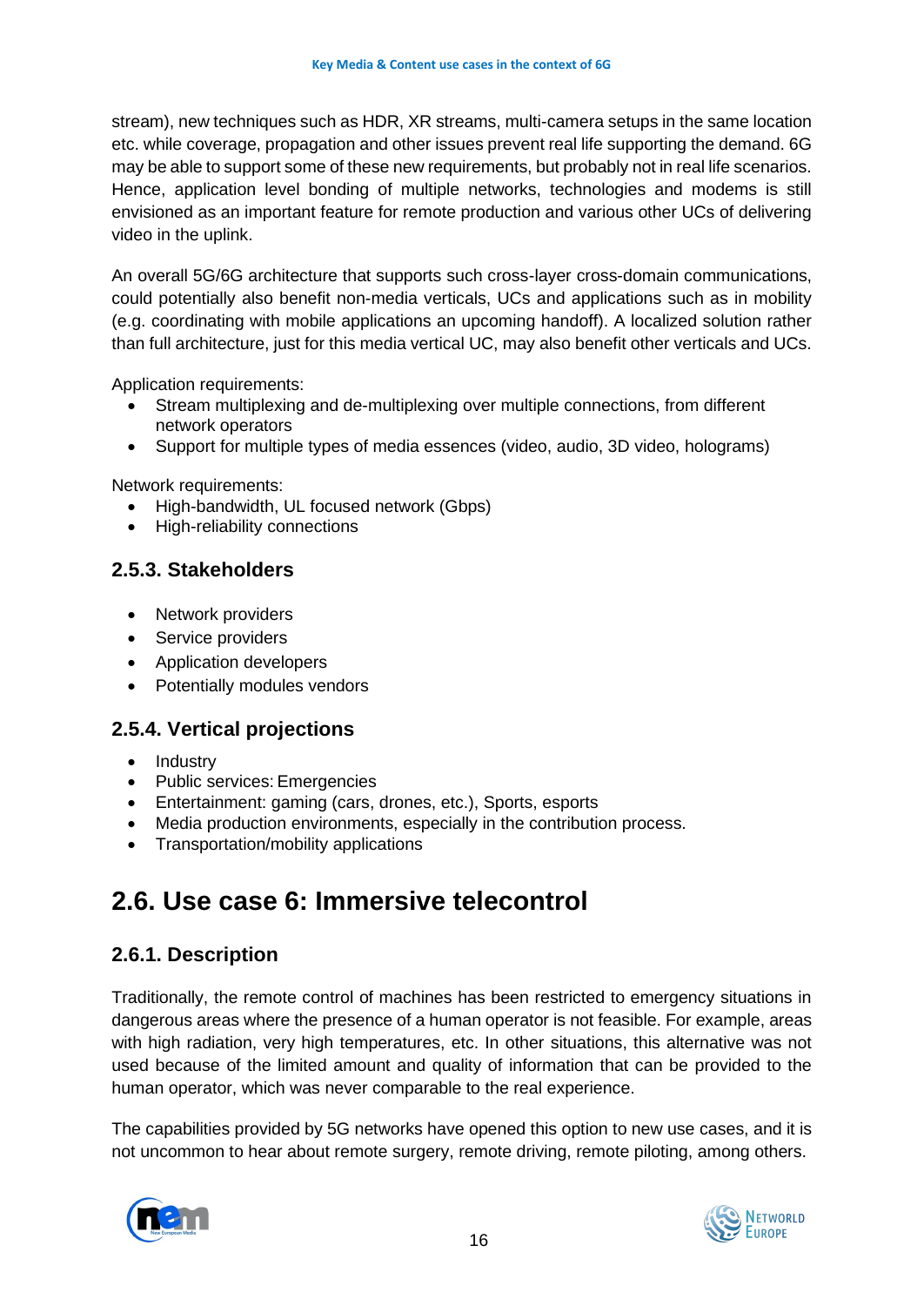stream), new techniques such as HDR, XR streams, multi-camera setups in the same location etc. while coverage, propagation and other issues prevent real life supporting the demand. 6G may be able to support some of these new requirements, but probably not in real life scenarios. Hence, application level bonding of multiple networks, technologies and modems is still envisioned as an important feature for remote production and various other UCs of delivering video in the uplink.

An overall 5G/6G architecture that supports such cross-layer cross-domain communications, could potentially also benefit non-media verticals, UCs and applications such as in mobility (e.g. coordinating with mobile applications an upcoming handoff). A localized solution rather than full architecture, just for this media vertical UC, may also benefit other verticals and UCs.

Application requirements:

- Stream multiplexing and de-multiplexing over multiple connections, from different network operators
- Support for multiple types of media essences (video, audio, 3D video, holograms)

Network requirements:

- High-bandwidth, UL focused network (Gbps)
- High-reliability connections

### 2.5.3. Stakeholders

- Network providers
- Service providers
- Application developers
- Potentially modules vendors

### 2.5.4. Vertical projections

- Industry
- Public services: Emergencies
- Entertainment: gaming (cars, drones, etc.), Sports, esports
- Media production environments, especially in the contribution process.
- Transportation/mobility applications

## 2.6. Use case 6: Immersive telecontrol

### 2.6.1. Description

Traditionally, the remote control of machines has been restricted to emergency situations in dangerous areas where the presence of a human operator is not feasible. For example, areas with high radiation, very high temperatures, etc. In other situations, this alternative was not used because of the limited amount and quality of information that can be provided to the human operator, which was never comparable to the real experience.

The capabilities provided by 5G networks have opened this option to new use cases, and it is not uncommon to hear about remote surgery, remote driving, remote piloting, among others.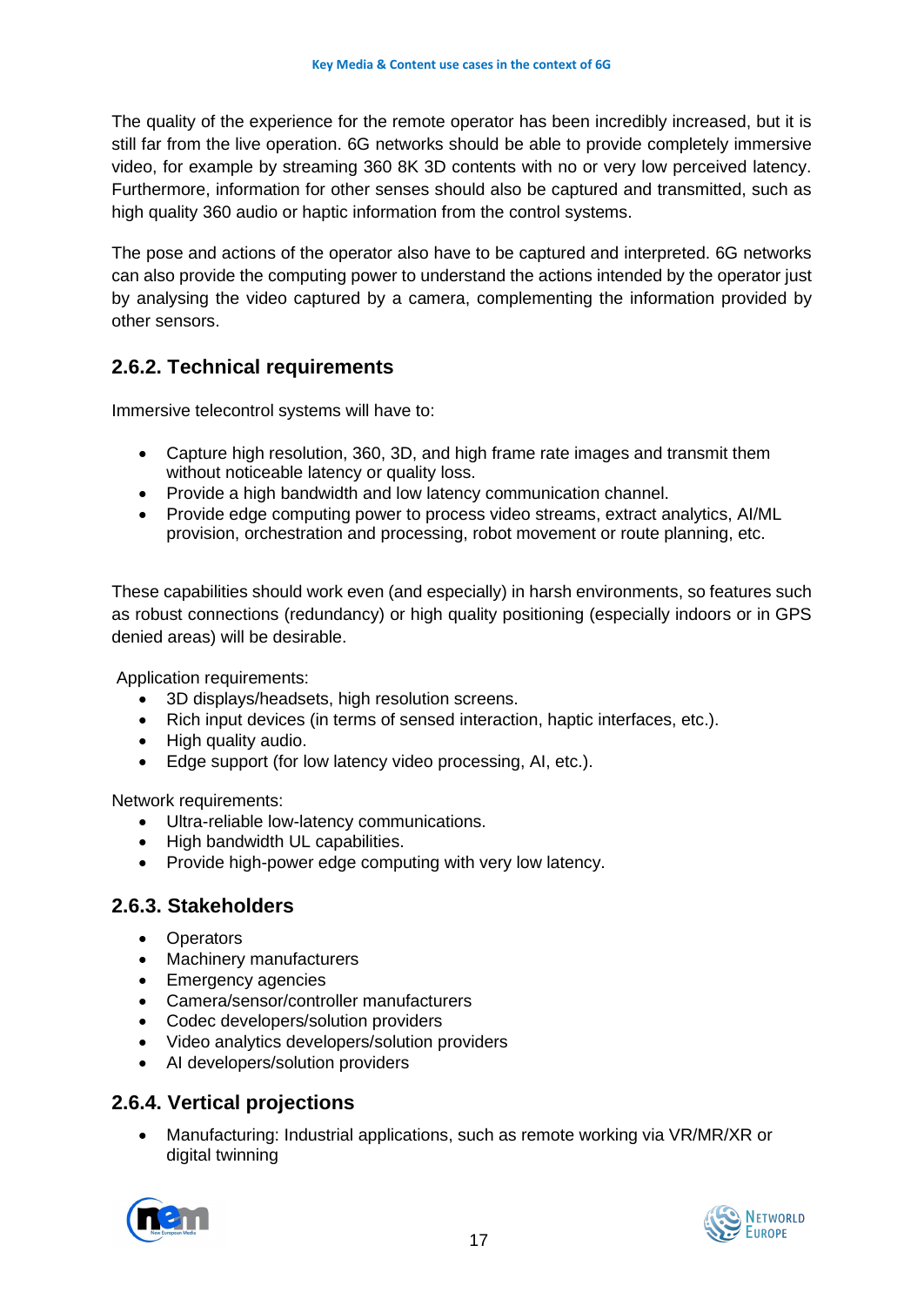The quality of the experience for the remote operator has been incredibly increased, but it is still far from the live operation. 6G networks should be able to provide completely immersive video, for example by streaming 360 8K 3D contents with no or very low perceived latency. Furthermore, information for other senses should also be captured and transmitted, such as high quality 360 audio or haptic information from the control systems.

The pose and actions of the operator also have to be captured and interpreted. 6G networks can also provide the computing power to understand the actions intended by the operator just by analysing the video captured by a camera, complementing the information provided by other sensors.

### 2.6.2. Technical requirements

Immersive telecontrol systems will have to:

- Capture high resolution, 360, 3D, and high frame rate images and transmit them without noticeable latency or quality loss.
- Provide a high bandwidth and low latency communication channel.
- Provide edge computing power to process video streams, extract analytics, AI/ML provision, orchestration and processing, robot movement or route planning, etc.

These capabilities should work even (and especially) in harsh environments, so features such as robust connections (redundancy) or high quality positioning (especially indoors or in GPS denied areas) will be desirable.

Application requirements:

- 3D displays/headsets, high resolution screens.
- Rich input devices (in terms of sensed interaction, haptic interfaces, etc.).
- High quality audio.
- Edge support (for low latency video processing, AI, etc.).

Network requirements:

- Ultra-reliable low-latency communications.
- High bandwidth UL capabilities.
- Provide high-power edge computing with very low latency.

### 2.6.3. Stakeholders

- Operators
- Machinery manufacturers
- Emergency agencies
- Camera/sensor/controller manufacturers
- Codec developers/solution providers
- Video analytics developers/solution providers
- AI developers/solution providers

### 2.6.4. Vertical projections

- Manufacturing: Industrial applications, such as remote working via VR/MR/XR or digital twinning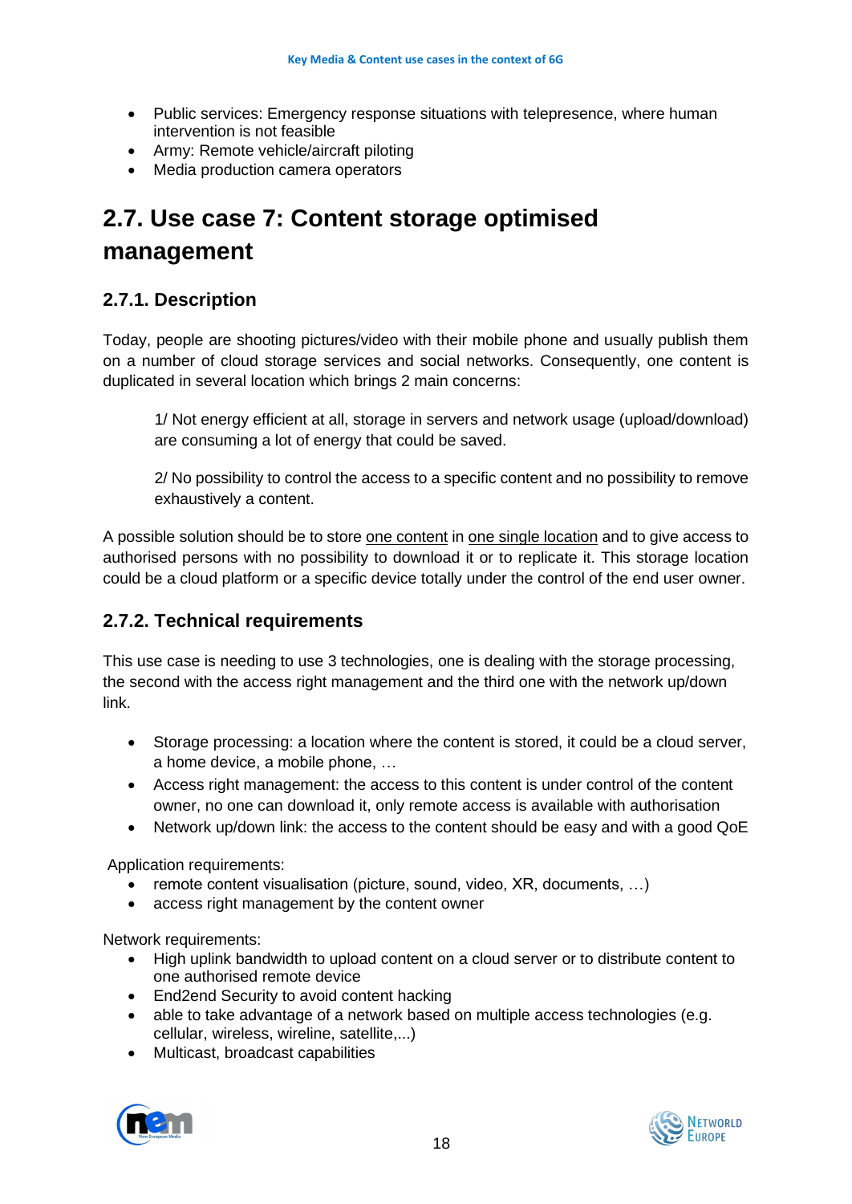- Public services: Emergency response situations with telepresence, where human intervention is not feasible
- Army: Remote vehicle/aircraft piloting
- Media production camera operators

## 2.7. Use case 7: Content storage optimised management

### 2.7.1. Description

Today, people are shooting pictures/video with their mobile phone and usually publish them on a number of cloud storage services and social networks. Consequently, one content is duplicated in several location which brings 2 main concerns:

> 1/ Not energy efficient at all, storage in servers and network usage (upload/download) are consuming a lot of energy that could be saved.
>
> 2/ No possibility to control the access to a specific content and no possibility to remove exhaustively a content.

A possible solution should be to store one content in one single location and to give access to authorised persons with no possibility to download it or to replicate it. This storage location could be a cloud platform or a specific device totally under the control of the end user owner.

### 2.7.2. Technical requirements

This use case is needing to use 3 technologies, one is dealing with the storage processing, the second with the access right management and the third one with the network up/down link.

- Storage processing: a location where the content is stored, it could be a cloud server, a home device, a mobile phone, …
- Access right management: the access to this content is under control of the content owner, no one can download it, only remote access is available with authorisation
- Network up/down link: the access to the content should be easy and with a good QoE

Application requirements:

- remote content visualisation (picture, sound, video, XR, documents, …)
- access right management by the content owner

Network requirements:

- High uplink bandwidth to upload content on a cloud server or to distribute content to one authorised remote device
- End2end Security to avoid content hacking
- able to take advantage of a network based on multiple access technologies (e.g. cellular, wireless, wireline, satellite,...)
- Multicast, broadcast capabilities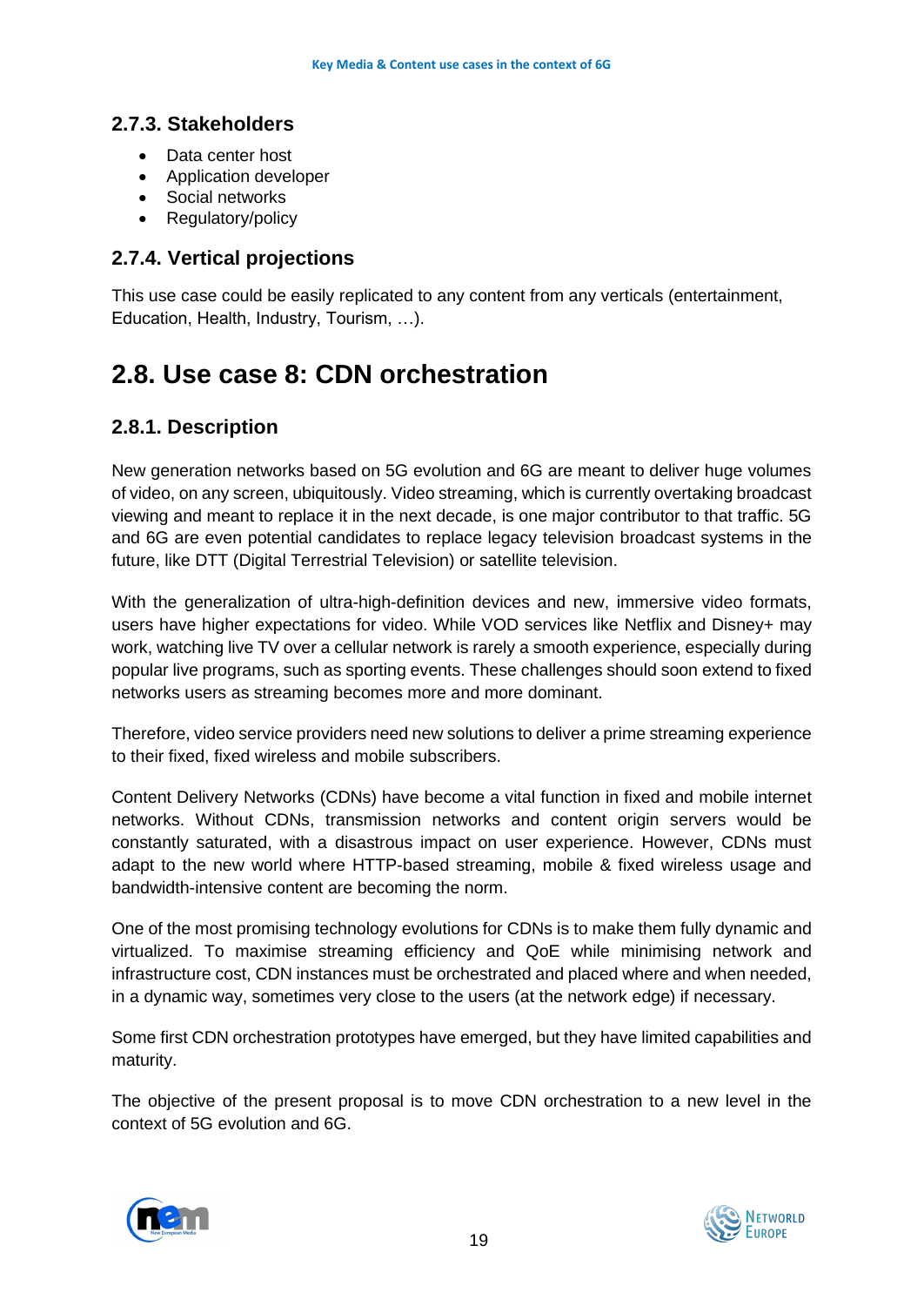### 2.7.3. Stakeholders

- Data center host
- Application developer
- Social networks
- Regulatory/policy

### 2.7.4. Vertical projections

This use case could be easily replicated to any content from any verticals (entertainment, Education, Health, Industry, Tourism, …).

## 2.8. Use case 8: CDN orchestration

### 2.8.1. Description

New generation networks based on 5G evolution and 6G are meant to deliver huge volumes of video, on any screen, ubiquitously. Video streaming, which is currently overtaking broadcast viewing and meant to replace it in the next decade, is one major contributor to that traffic. 5G and 6G are even potential candidates to replace legacy television broadcast systems in the future, like DTT (Digital Terrestrial Television) or satellite television.

With the generalization of ultra-high-definition devices and new, immersive video formats, users have higher expectations for video. While VOD services like Netflix and Disney+ may work, watching live TV over a cellular network is rarely a smooth experience, especially during popular live programs, such as sporting events. These challenges should soon extend to fixed networks users as streaming becomes more and more dominant.

Therefore, video service providers need new solutions to deliver a prime streaming experience to their fixed, fixed wireless and mobile subscribers.

Content Delivery Networks (CDNs) have become a vital function in fixed and mobile internet networks. Without CDNs, transmission networks and content origin servers would be constantly saturated, with a disastrous impact on user experience. However, CDNs must adapt to the new world where HTTP-based streaming, mobile & fixed wireless usage and bandwidth-intensive content are becoming the norm.

One of the most promising technology evolutions for CDNs is to make them fully dynamic and virtualized. To maximise streaming efficiency and QoE while minimising network and infrastructure cost, CDN instances must be orchestrated and placed where and when needed, in a dynamic way, sometimes very close to the users (at the network edge) if necessary.

Some first CDN orchestration prototypes have emerged, but they have limited capabilities and maturity.

The objective of the present proposal is to move CDN orchestration to a new level in the context of 5G evolution and 6G.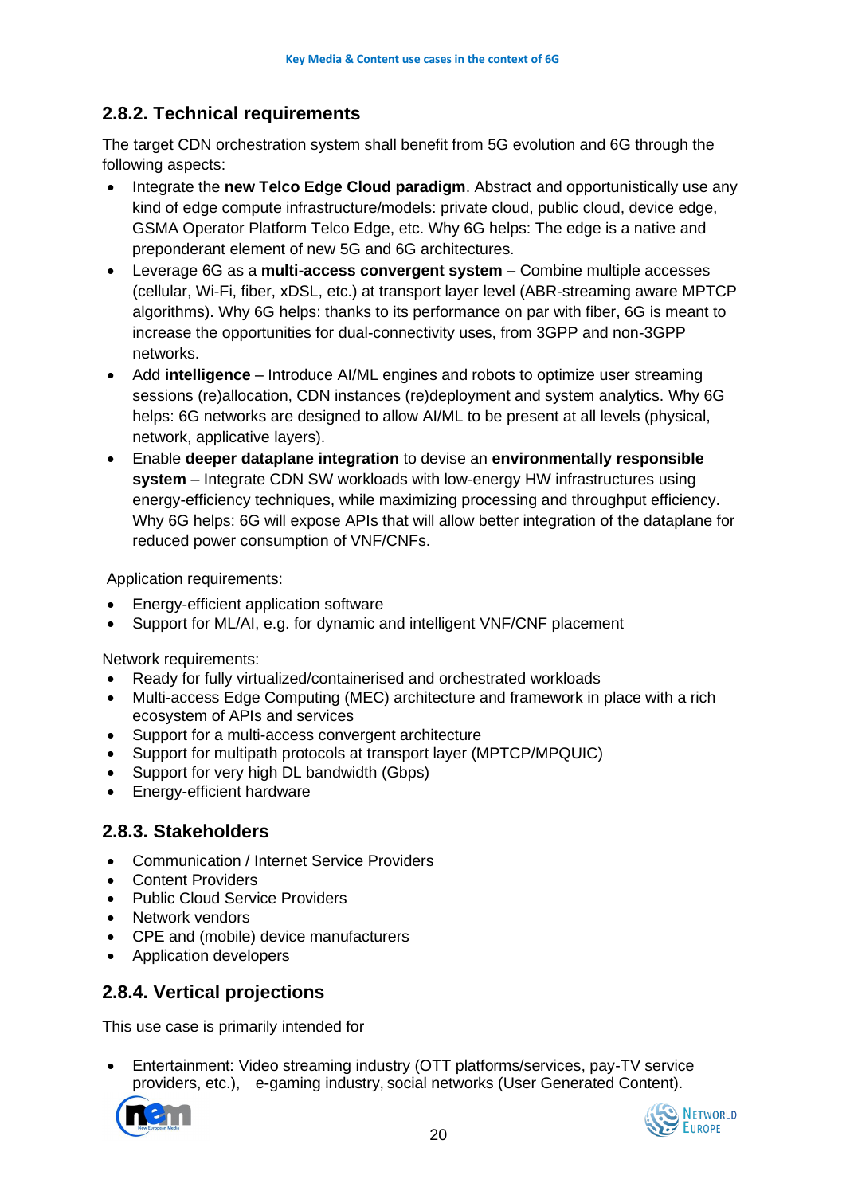## 2.8.2. Technical requirements

The target CDN orchestration system shall benefit from 5G evolution and 6G through the following aspects:

- Integrate the **new Telco Edge Cloud paradigm**. Abstract and opportunistically use any kind of edge compute infrastructure/models: private cloud, public cloud, device edge, GSMA Operator Platform Telco Edge, etc. Why 6G helps: The edge is a native and preponderant element of new 5G and 6G architectures.
- Leverage 6G as a **multi-access convergent system** – Combine multiple accesses (cellular, Wi-Fi, fiber, xDSL, etc.) at transport layer level (ABR-streaming aware MPTCP algorithms). Why 6G helps: thanks to its performance on par with fiber, 6G is meant to increase the opportunities for dual-connectivity uses, from 3GPP and non-3GPP networks.
- Add **intelligence** – Introduce AI/ML engines and robots to optimize user streaming sessions (re)allocation, CDN instances (re)deployment and system analytics. Why 6G helps: 6G networks are designed to allow AI/ML to be present at all levels (physical, network, applicative layers).
- Enable **deeper dataplane integration** to devise an **environmentally responsible system** – Integrate CDN SW workloads with low-energy HW infrastructures using energy-efficiency techniques, while maximizing processing and throughput efficiency. Why 6G helps: 6G will expose APIs that will allow better integration of the dataplane for reduced power consumption of VNF/CNFs.

Application requirements:

- Energy-efficient application software
- Support for ML/AI, e.g. for dynamic and intelligent VNF/CNF placement

Network requirements:

- Ready for fully virtualized/containerised and orchestrated workloads
- Multi-access Edge Computing (MEC) architecture and framework in place with a rich ecosystem of APIs and services
- Support for a multi-access convergent architecture
- Support for multipath protocols at transport layer (MPTCP/MPQUIC)
- Support for very high DL bandwidth (Gbps)
- Energy-efficient hardware

## 2.8.3. Stakeholders

- Communication / Internet Service Providers
- Content Providers
- Public Cloud Service Providers
- Network vendors
- CPE and (mobile) device manufacturers
- Application developers

## 2.8.4. Vertical projections

This use case is primarily intended for

- Entertainment: Video streaming industry (OTT platforms/services, pay-TV service providers, etc.), e-gaming industry, social networks (User Generated Content).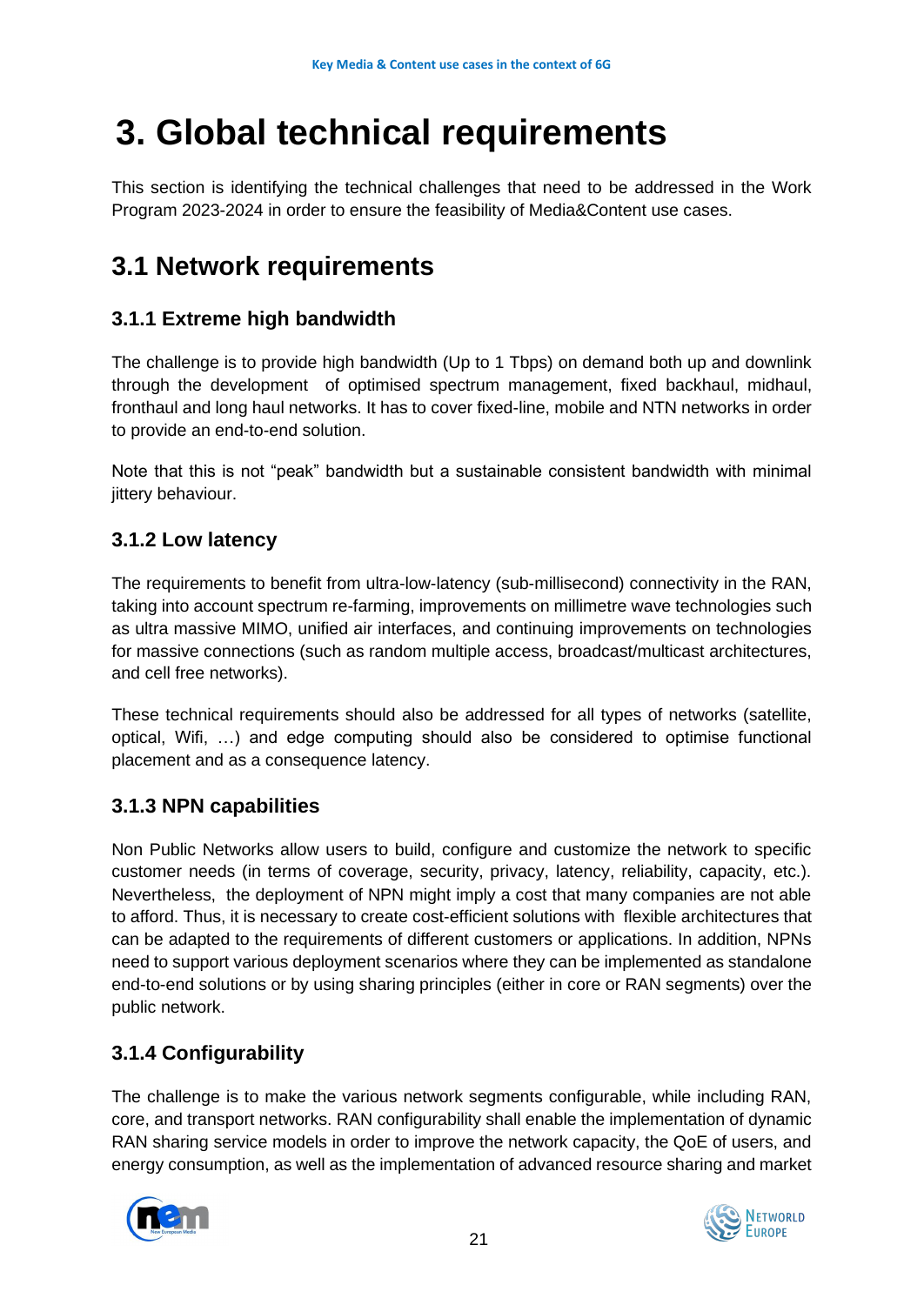# 3. Global technical requirements

This section is identifying the technical challenges that need to be addressed in the Work Program 2023-2024 in order to ensure the feasibility of Media&Content use cases.

## 3.1 Network requirements

### 3.1.1 Extreme high bandwidth

The challenge is to provide high bandwidth (Up to 1 Tbps) on demand both up and downlink through the development of optimised spectrum management, fixed backhaul, midhaul, fronthaul and long haul networks. It has to cover fixed-line, mobile and NTN networks in order to provide an end-to-end solution.

Note that this is not "peak" bandwidth but a sustainable consistent bandwidth with minimal jittery behaviour.

### 3.1.2 Low latency

The requirements to benefit from ultra-low-latency (sub-millisecond) connectivity in the RAN, taking into account spectrum re-farming, improvements on millimetre wave technologies such as ultra massive MIMO, unified air interfaces, and continuing improvements on technologies for massive connections (such as random multiple access, broadcast/multicast architectures, and cell free networks).

These technical requirements should also be addressed for all types of networks (satellite, optical, Wifi, …) and edge computing should also be considered to optimise functional placement and as a consequence latency.

### 3.1.3 NPN capabilities

Non Public Networks allow users to build, configure and customize the network to specific customer needs (in terms of coverage, security, privacy, latency, reliability, capacity, etc.). Nevertheless, the deployment of NPN might imply a cost that many companies are not able to afford. Thus, it is necessary to create cost-efficient solutions with flexible architectures that can be adapted to the requirements of different customers or applications. In addition, NPNs need to support various deployment scenarios where they can be implemented as standalone end-to-end solutions or by using sharing principles (either in core or RAN segments) over the public network.

### 3.1.4 Configurability

The challenge is to make the various network segments configurable, while including RAN, core, and transport networks. RAN configurability shall enable the implementation of dynamic RAN sharing service models in order to improve the network capacity, the QoE of users, and energy consumption, as well as the implementation of advanced resource sharing and market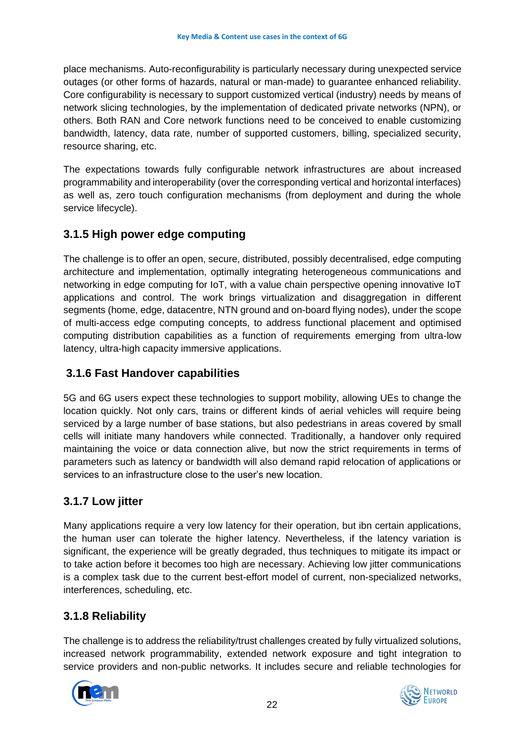place mechanisms. Auto-reconfigurability is particularly necessary during unexpected service outages (or other forms of hazards, natural or man-made) to guarantee enhanced reliability. Core configurability is necessary to support customized vertical (industry) needs by means of network slicing technologies, by the implementation of dedicated private networks (NPN), or others. Both RAN and Core network functions need to be conceived to enable customizing bandwidth, latency, data rate, number of supported customers, billing, specialized security, resource sharing, etc.

The expectations towards fully configurable network infrastructures are about increased programmability and interoperability (over the corresponding vertical and horizontal interfaces) as well as, zero touch configuration mechanisms (from deployment and during the whole service lifecycle).

### 3.1.5 High power edge computing

The challenge is to offer an open, secure, distributed, possibly decentralised, edge computing architecture and implementation, optimally integrating heterogeneous communications and networking in edge computing for IoT, with a value chain perspective opening innovative IoT applications and control. The work brings virtualization and disaggregation in different segments (home, edge, datacentre, NTN ground and on-board flying nodes), under the scope of multi-access edge computing concepts, to address functional placement and optimised computing distribution capabilities as a function of requirements emerging from ultra-low latency, ultra-high capacity immersive applications.

### 3.1.6 Fast Handover capabilities

5G and 6G users expect these technologies to support mobility, allowing UEs to change the location quickly. Not only cars, trains or different kinds of aerial vehicles will require being serviced by a large number of base stations, but also pedestrians in areas covered by small cells will initiate many handovers while connected. Traditionally, a handover only required maintaining the voice or data connection alive, but now the strict requirements in terms of parameters such as latency or bandwidth will also demand rapid relocation of applications or services to an infrastructure close to the user's new location.

### 3.1.7 Low jitter

Many applications require a very low latency for their operation, but ibn certain applications, the human user can tolerate the higher latency. Nevertheless, if the latency variation is significant, the experience will be greatly degraded, thus techniques to mitigate its impact or to take action before it becomes too high are necessary. Achieving low jitter communications is a complex task due to the current best-effort model of current, non-specialized networks, interferences, scheduling, etc.

### 3.1.8 Reliability

The challenge is to address the reliability/trust challenges created by fully virtualized solutions, increased network programmability, extended network exposure and tight integration to service providers and non-public networks. It includes secure and reliable technologies for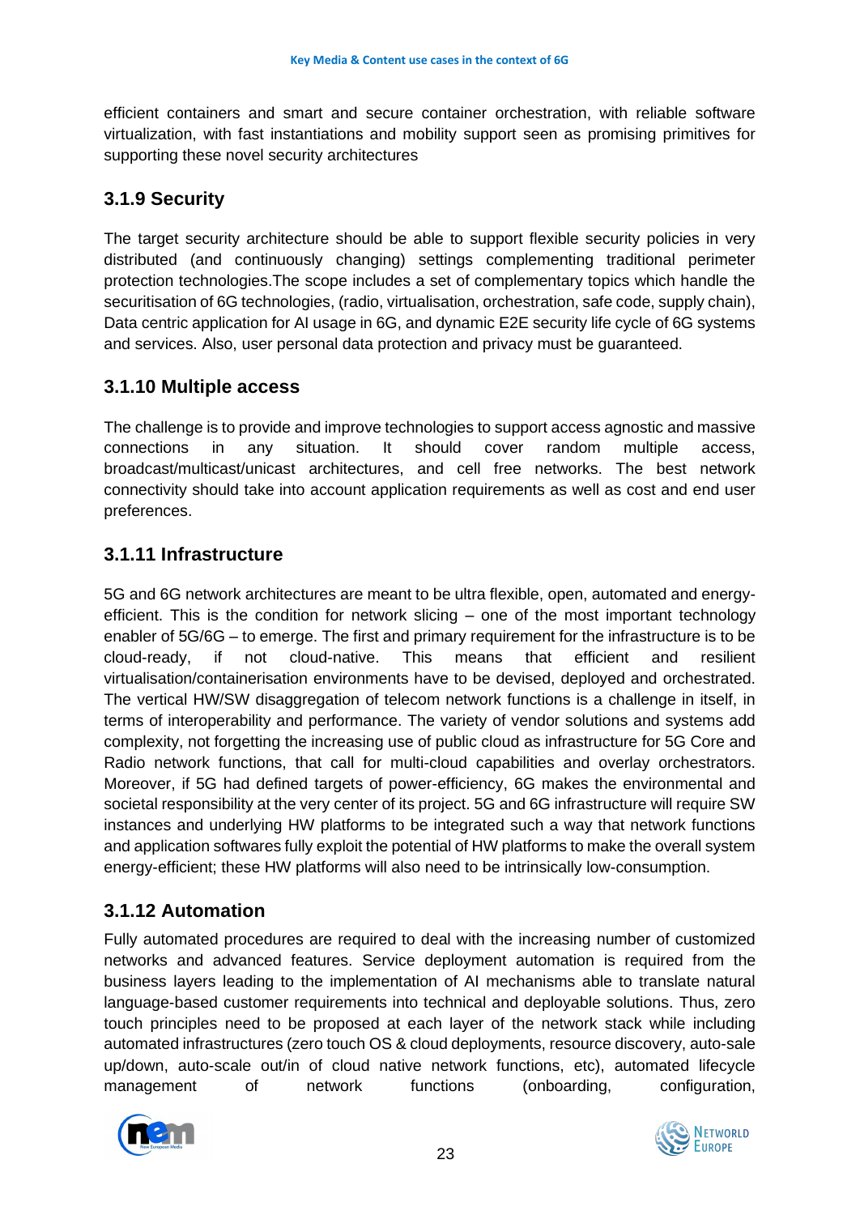efficient containers and smart and secure container orchestration, with reliable software virtualization, with fast instantiations and mobility support seen as promising primitives for supporting these novel security architectures

### 3.1.9 Security

The target security architecture should be able to support flexible security policies in very distributed (and continuously changing) settings complementing traditional perimeter protection technologies.The scope includes a set of complementary topics which handle the securitisation of 6G technologies, (radio, virtualisation, orchestration, safe code, supply chain), Data centric application for AI usage in 6G, and dynamic E2E security life cycle of 6G systems and services. Also, user personal data protection and privacy must be guaranteed.

### 3.1.10 Multiple access

The challenge is to provide and improve technologies to support access agnostic and massive connections in any situation. It should cover random multiple access, broadcast/multicast/unicast architectures, and cell free networks. The best network connectivity should take into account application requirements as well as cost and end user preferences.

### 3.1.11 Infrastructure

5G and 6G network architectures are meant to be ultra flexible, open, automated and energy-efficient. This is the condition for network slicing – one of the most important technology enabler of 5G/6G – to emerge. The first and primary requirement for the infrastructure is to be cloud-ready, if not cloud-native. This means that efficient and resilient virtualisation/containerisation environments have to be devised, deployed and orchestrated. The vertical HW/SW disaggregation of telecom network functions is a challenge in itself, in terms of interoperability and performance. The variety of vendor solutions and systems add complexity, not forgetting the increasing use of public cloud as infrastructure for 5G Core and Radio network functions, that call for multi-cloud capabilities and overlay orchestrators. Moreover, if 5G had defined targets of power-efficiency, 6G makes the environmental and societal responsibility at the very center of its project. 5G and 6G infrastructure will require SW instances and underlying HW platforms to be integrated such a way that network functions and application softwares fully exploit the potential of HW platforms to make the overall system energy-efficient; these HW platforms will also need to be intrinsically low-consumption.

### 3.1.12 Automation

Fully automated procedures are required to deal with the increasing number of customized networks and advanced features. Service deployment automation is required from the business layers leading to the implementation of AI mechanisms able to translate natural language-based customer requirements into technical and deployable solutions. Thus, zero touch principles need to be proposed at each layer of the network stack while including automated infrastructures (zero touch OS & cloud deployments, resource discovery, auto-sale up/down, auto-scale out/in of cloud native network functions, etc), automated lifecycle management of network functions (onboarding, configuration,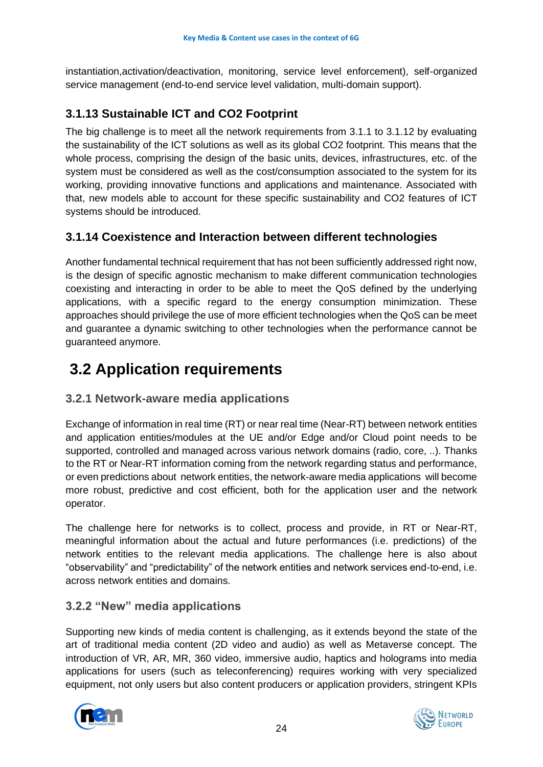instantiation,activation/deactivation, monitoring, service level enforcement), self-organized service management (end-to-end service level validation, multi-domain support).

### 3.1.13 Sustainable ICT and CO2 Footprint

The big challenge is to meet all the network requirements from 3.1.1 to 3.1.12 by evaluating the sustainability of the ICT solutions as well as its global CO2 footprint. This means that the whole process, comprising the design of the basic units, devices, infrastructures, etc. of the system must be considered as well as the cost/consumption associated to the system for its working, providing innovative functions and applications and maintenance. Associated with that, new models able to account for these specific sustainability and CO2 features of ICT systems should be introduced.

### 3.1.14 Coexistence and Interaction between different technologies

Another fundamental technical requirement that has not been sufficiently addressed right now, is the design of specific agnostic mechanism to make different communication technologies coexisting and interacting in order to be able to meet the QoS defined by the underlying applications, with a specific regard to the energy consumption minimization. These approaches should privilege the use of more efficient technologies when the QoS can be meet and guarantee a dynamic switching to other technologies when the performance cannot be guaranteed anymore.

## 3.2 Application requirements

### 3.2.1 Network-aware media applications

Exchange of information in real time (RT) or near real time (Near-RT) between network entities and application entities/modules at the UE and/or Edge and/or Cloud point needs to be supported, controlled and managed across various network domains (radio, core, ..). Thanks to the RT or Near-RT information coming from the network regarding status and performance, or even predictions about network entities, the network-aware media applications will become more robust, predictive and cost efficient, both for the application user and the network operator.

The challenge here for networks is to collect, process and provide, in RT or Near-RT, meaningful information about the actual and future performances (i.e. predictions) of the network entities to the relevant media applications. The challenge here is also about "observability" and "predictability" of the network entities and network services end-to-end, i.e. across network entities and domains.

### 3.2.2 "New" media applications

Supporting new kinds of media content is challenging, as it extends beyond the state of the art of traditional media content (2D video and audio) as well as Metaverse concept. The introduction of VR, AR, MR, 360 video, immersive audio, haptics and holograms into media applications for users (such as teleconferencing) requires working with very specialized equipment, not only users but also content producers or application providers, stringent KPIs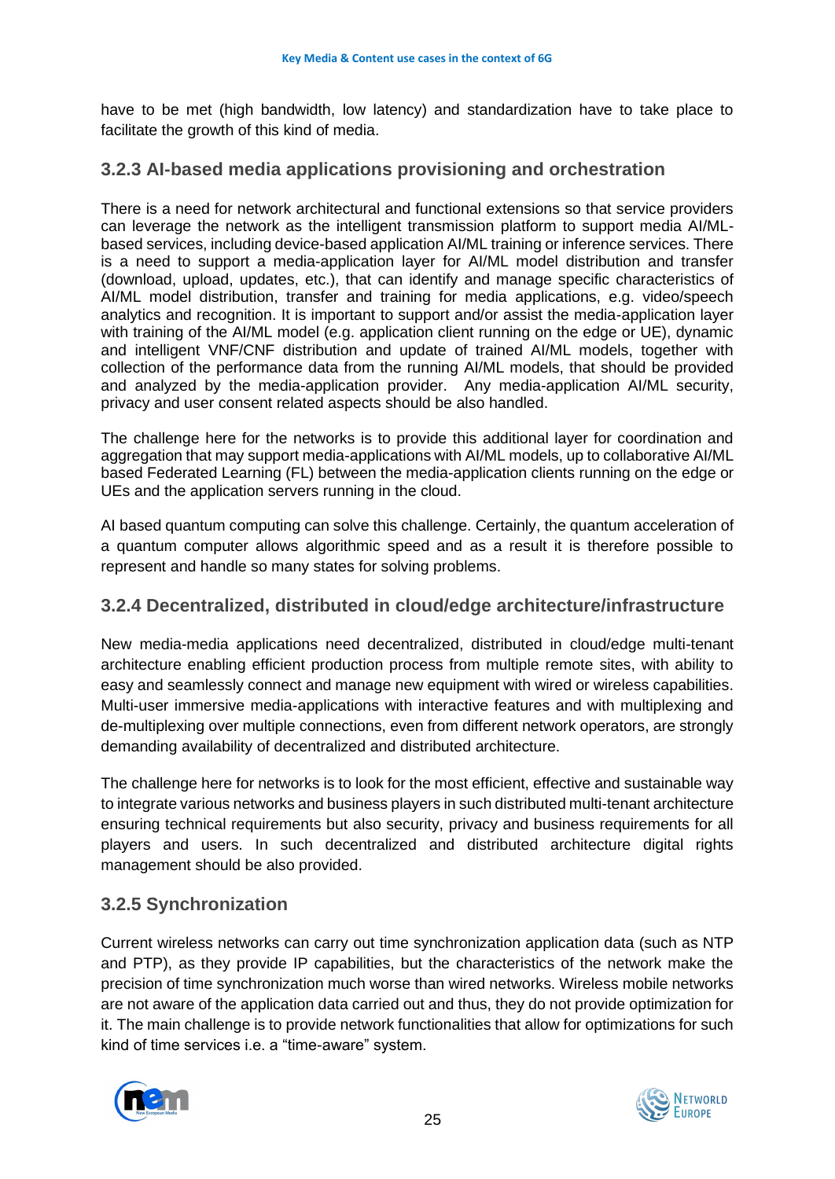have to be met (high bandwidth, low latency) and standardization have to take place to facilitate the growth of this kind of media.

### 3.2.3 AI-based media applications provisioning and orchestration

There is a need for network architectural and functional extensions so that service providers can leverage the network as the intelligent transmission platform to support media AI/ML-based services, including device-based application AI/ML training or inference services. There is a need to support a media-application layer for AI/ML model distribution and transfer (download, upload, updates, etc.), that can identify and manage specific characteristics of AI/ML model distribution, transfer and training for media applications, e.g. video/speech analytics and recognition. It is important to support and/or assist the media-application layer with training of the AI/ML model (e.g. application client running on the edge or UE), dynamic and intelligent VNF/CNF distribution and update of trained AI/ML models, together with collection of the performance data from the running AI/ML models, that should be provided and analyzed by the media-application provider. Any media-application AI/ML security, privacy and user consent related aspects should be also handled.

The challenge here for the networks is to provide this additional layer for coordination and aggregation that may support media-applications with AI/ML models, up to collaborative AI/ML based Federated Learning (FL) between the media-application clients running on the edge or UEs and the application servers running in the cloud.

AI based quantum computing can solve this challenge. Certainly, the quantum acceleration of a quantum computer allows algorithmic speed and as a result it is therefore possible to represent and handle so many states for solving problems.

### 3.2.4 Decentralized, distributed in cloud/edge architecture/infrastructure

New media-media applications need decentralized, distributed in cloud/edge multi-tenant architecture enabling efficient production process from multiple remote sites, with ability to easy and seamlessly connect and manage new equipment with wired or wireless capabilities. Multi-user immersive media-applications with interactive features and with multiplexing and de-multiplexing over multiple connections, even from different network operators, are strongly demanding availability of decentralized and distributed architecture.

The challenge here for networks is to look for the most efficient, effective and sustainable way to integrate various networks and business players in such distributed multi-tenant architecture ensuring technical requirements but also security, privacy and business requirements for all players and users. In such decentralized and distributed architecture digital rights management should be also provided.

### 3.2.5 Synchronization

Current wireless networks can carry out time synchronization application data (such as NTP and PTP), as they provide IP capabilities, but the characteristics of the network make the precision of time synchronization much worse than wired networks. Wireless mobile networks are not aware of the application data carried out and thus, they do not provide optimization for it. The main challenge is to provide network functionalities that allow for optimizations for such kind of time services i.e. a “time-aware” system.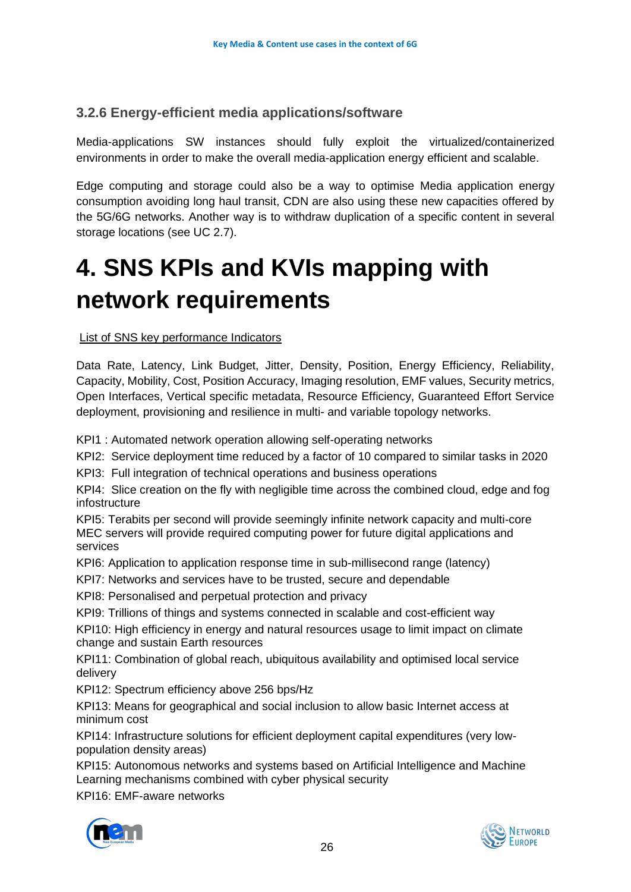### 3.2.6 Energy-efficient media applications/software

Media-applications SW instances should fully exploit the virtualized/containerized environments in order to make the overall media-application energy efficient and scalable.

Edge computing and storage could also be a way to optimise Media application energy consumption avoiding long haul transit, CDN are also using these new capacities offered by the 5G/6G networks. Another way is to withdraw duplication of a specific content in several storage locations (see UC 2.7).

# 4. SNS KPIs and KVIs mapping with network requirements

List of SNS key performance Indicators

Data Rate, Latency, Link Budget, Jitter, Density, Position, Energy Efficiency, Reliability, Capacity, Mobility, Cost, Position Accuracy, Imaging resolution, EMF values, Security metrics, Open Interfaces, Vertical specific metadata, Resource Efficiency, Guaranteed Effort Service deployment, provisioning and resilience in multi- and variable topology networks.

KPI1 : Automated network operation allowing self-operating networks

KPI2: Service deployment time reduced by a factor of 10 compared to similar tasks in 2020

KPI3: Full integration of technical operations and business operations

KPI4: Slice creation on the fly with negligible time across the combined cloud, edge and fog infostructure

KPI5: Terabits per second will provide seemingly infinite network capacity and multi-core MEC servers will provide required computing power for future digital applications and services

KPI6: Application to application response time in sub-millisecond range (latency)

KPI7: Networks and services have to be trusted, secure and dependable

KPI8: Personalised and perpetual protection and privacy

KPI9: Trillions of things and systems connected in scalable and cost-efficient way

KPI10: High efficiency in energy and natural resources usage to limit impact on climate change and sustain Earth resources

KPI11: Combination of global reach, ubiquitous availability and optimised local service delivery

KPI12: Spectrum efficiency above 256 bps/Hz

KPI13: Means for geographical and social inclusion to allow basic Internet access at minimum cost

KPI14: Infrastructure solutions for efficient deployment capital expenditures (very low-population density areas)

KPI15: Autonomous networks and systems based on Artificial Intelligence and Machine Learning mechanisms combined with cyber physical security

KPI16: EMF-aware networks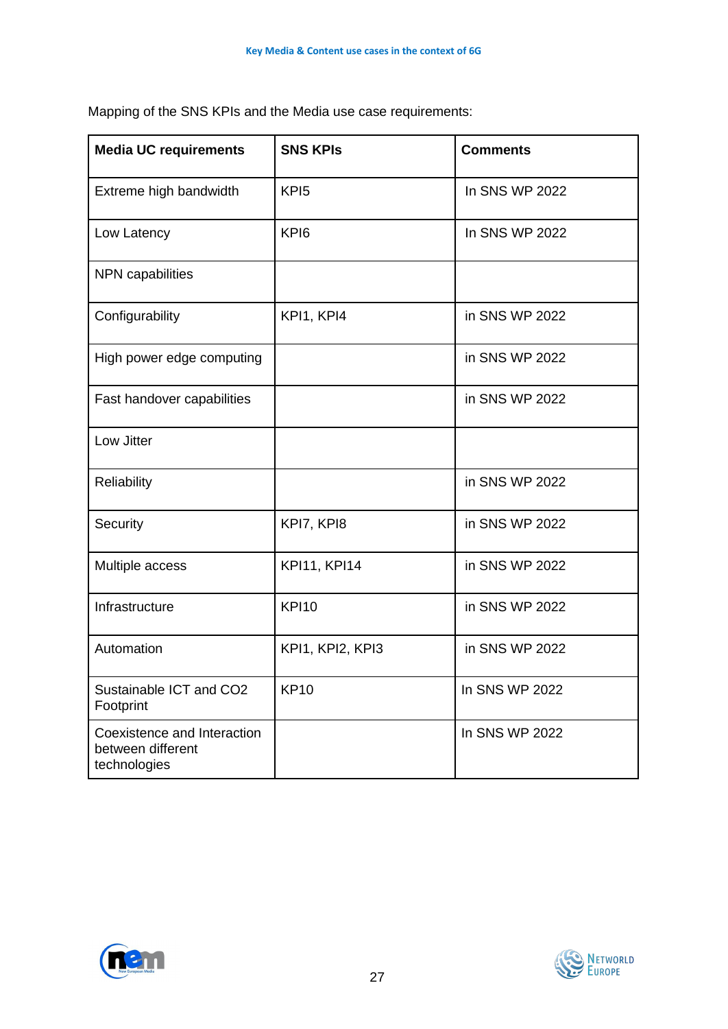Mapping of the SNS KPIs and the Media use case requirements:

| Media UC requirements | SNS KPIs | Comments |
|---|---|---|
| Extreme high bandwidth | KPI5 | In SNS WP 2022 |
| Low Latency | KPI6 | In SNS WP 2022 |
| NPN capabilities | | |
| Configurability | KPI1, KPI4 | in SNS WP 2022 |
| High power edge computing | | in SNS WP 2022 |
| Fast handover capabilities | | in SNS WP 2022 |
| Low Jitter | | |
| Reliability | | in SNS WP 2022 |
| Security | KPI7, KPI8 | in SNS WP 2022 |
| Multiple access | KPI11, KPI14 | in SNS WP 2022 |
| Infrastructure | KPI10 | in SNS WP 2022 |
| Automation | KPI1, KPI2, KPI3 | in SNS WP 2022 |
| Sustainable ICT and CO2 Footprint | KP10 | In SNS WP 2022 |
| Coexistence and Interaction between different technologies | | In SNS WP 2022 |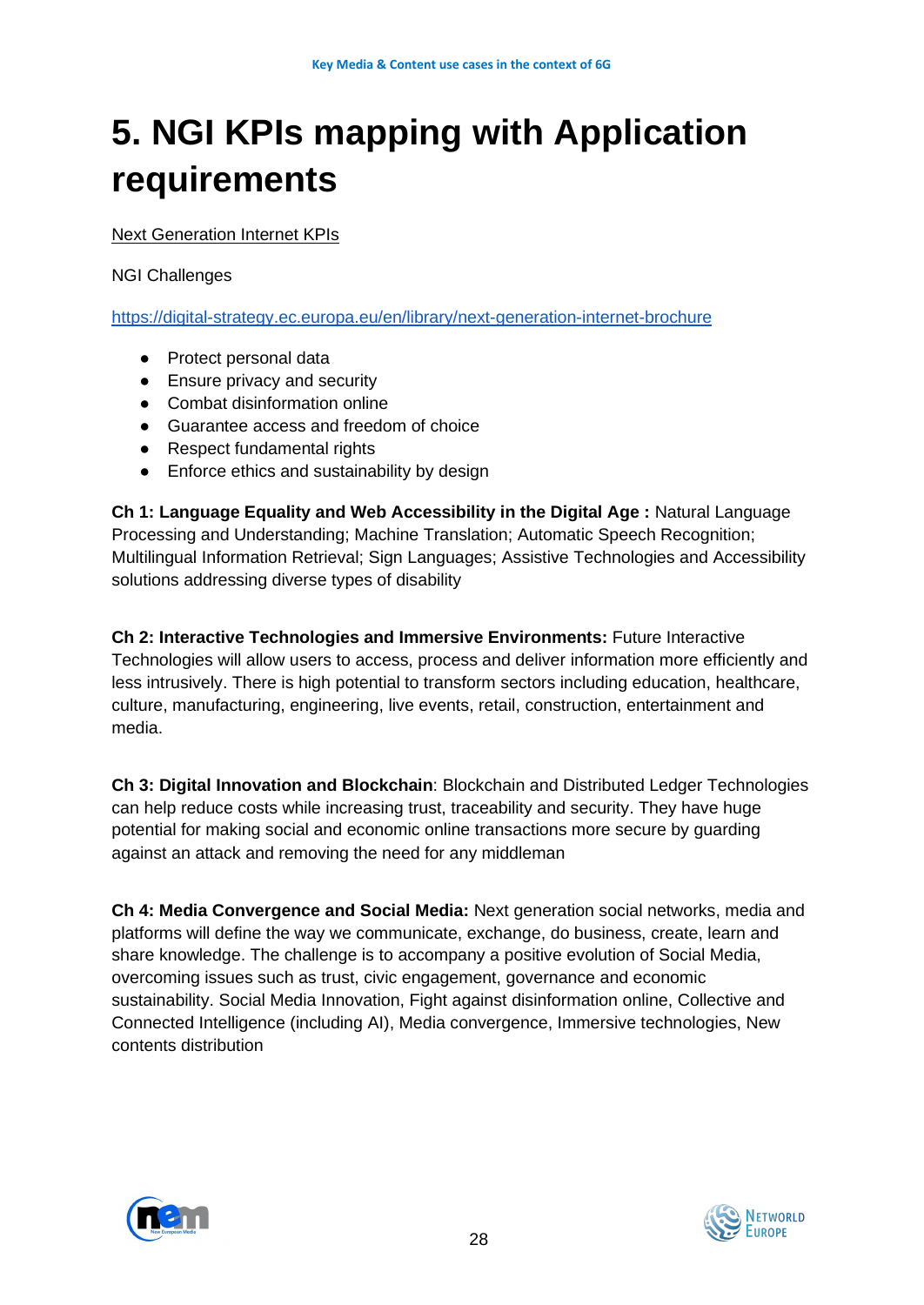# 5. NGI KPIs mapping with Application requirements

Next Generation Internet KPIs

NGI Challenges

https://digital-strategy.ec.europa.eu/en/library/next-generation-internet-brochure

- Protect personal data
- Ensure privacy and security
- Combat disinformation online
- Guarantee access and freedom of choice
- Respect fundamental rights
- Enforce ethics and sustainability by design

**Ch 1: Language Equality and Web Accessibility in the Digital Age :** Natural Language Processing and Understanding; Machine Translation; Automatic Speech Recognition; Multilingual Information Retrieval; Sign Languages; Assistive Technologies and Accessibility solutions addressing diverse types of disability

**Ch 2: Interactive Technologies and Immersive Environments:** Future Interactive Technologies will allow users to access, process and deliver information more efficiently and less intrusively. There is high potential to transform sectors including education, healthcare, culture, manufacturing, engineering, live events, retail, construction, entertainment and media.

**Ch 3: Digital Innovation and Blockchain**: Blockchain and Distributed Ledger Technologies can help reduce costs while increasing trust, traceability and security. They have huge potential for making social and economic online transactions more secure by guarding against an attack and removing the need for any middleman

**Ch 4: Media Convergence and Social Media:** Next generation social networks, media and platforms will define the way we communicate, exchange, do business, create, learn and share knowledge. The challenge is to accompany a positive evolution of Social Media, overcoming issues such as trust, civic engagement, governance and economic sustainability. Social Media Innovation, Fight against disinformation online, Collective and Connected Intelligence (including AI), Media convergence, Immersive technologies, New contents distribution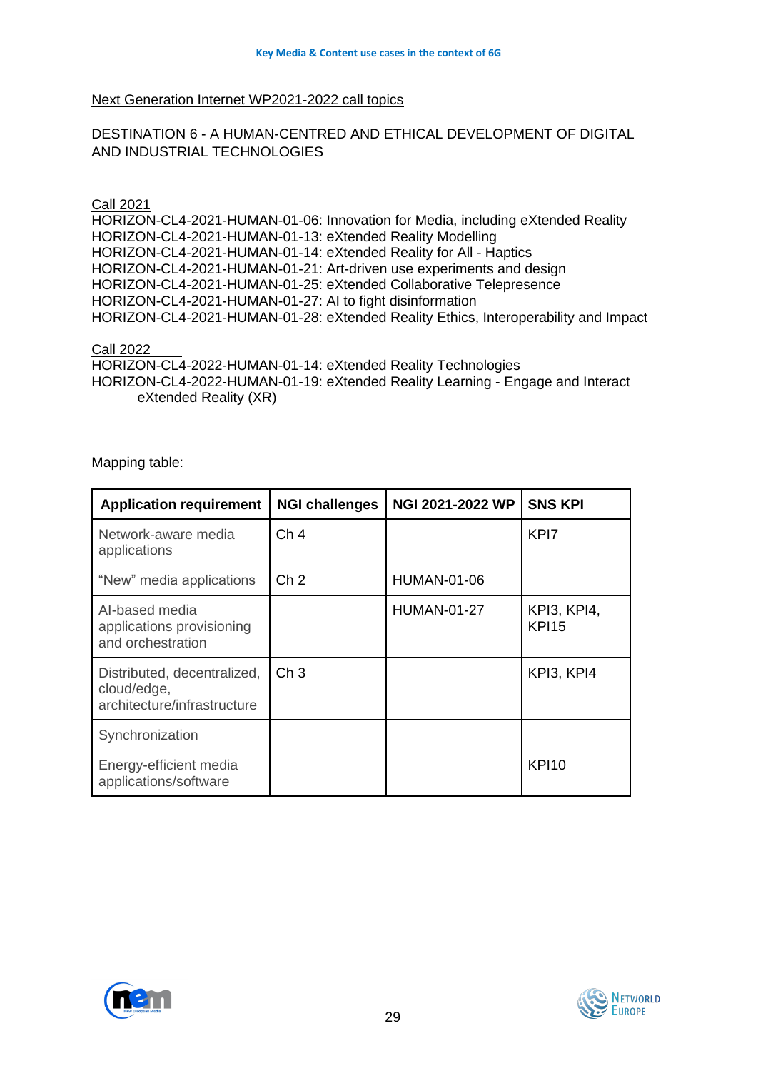Next Generation Internet WP2021-2022 call topics

DESTINATION 6 - A HUMAN-CENTRED AND ETHICAL DEVELOPMENT OF DIGITAL AND INDUSTRIAL TECHNOLOGIES

Call 2021
HORIZON-CL4-2021-HUMAN-01-06: Innovation for Media, including eXtended Reality
HORIZON-CL4-2021-HUMAN-01-13: eXtended Reality Modelling
HORIZON-CL4-2021-HUMAN-01-14: eXtended Reality for All - Haptics
HORIZON-CL4-2021-HUMAN-01-21: Art-driven use experiments and design
HORIZON-CL4-2021-HUMAN-01-25: eXtended Collaborative Telepresence
HORIZON-CL4-2021-HUMAN-01-27: AI to fight disinformation
HORIZON-CL4-2021-HUMAN-01-28: eXtended Reality Ethics, Interoperability and Impact

Call 2022
HORIZON-CL4-2022-HUMAN-01-14: eXtended Reality Technologies
HORIZON-CL4-2022-HUMAN-01-19: eXtended Reality Learning - Engage and Interact eXtended Reality (XR)

Mapping table:

| Application requirement | NGI challenges | NGI 2021-2022 WP | SNS KPI |
|---|---|---|---|
| Network-aware media applications | Ch 4 | | KPI7 |
| "New" media applications | Ch 2 | HUMAN-01-06 | |
| AI-based media applications provisioning and orchestration | | HUMAN-01-27 | KPI3, KPI4, KPI15 |
| Distributed, decentralized, cloud/edge, architecture/infrastructure | Ch 3 | | KPI3, KPI4 |
| Synchronization | | | |
| Energy-efficient media applications/software | | | KPI10 |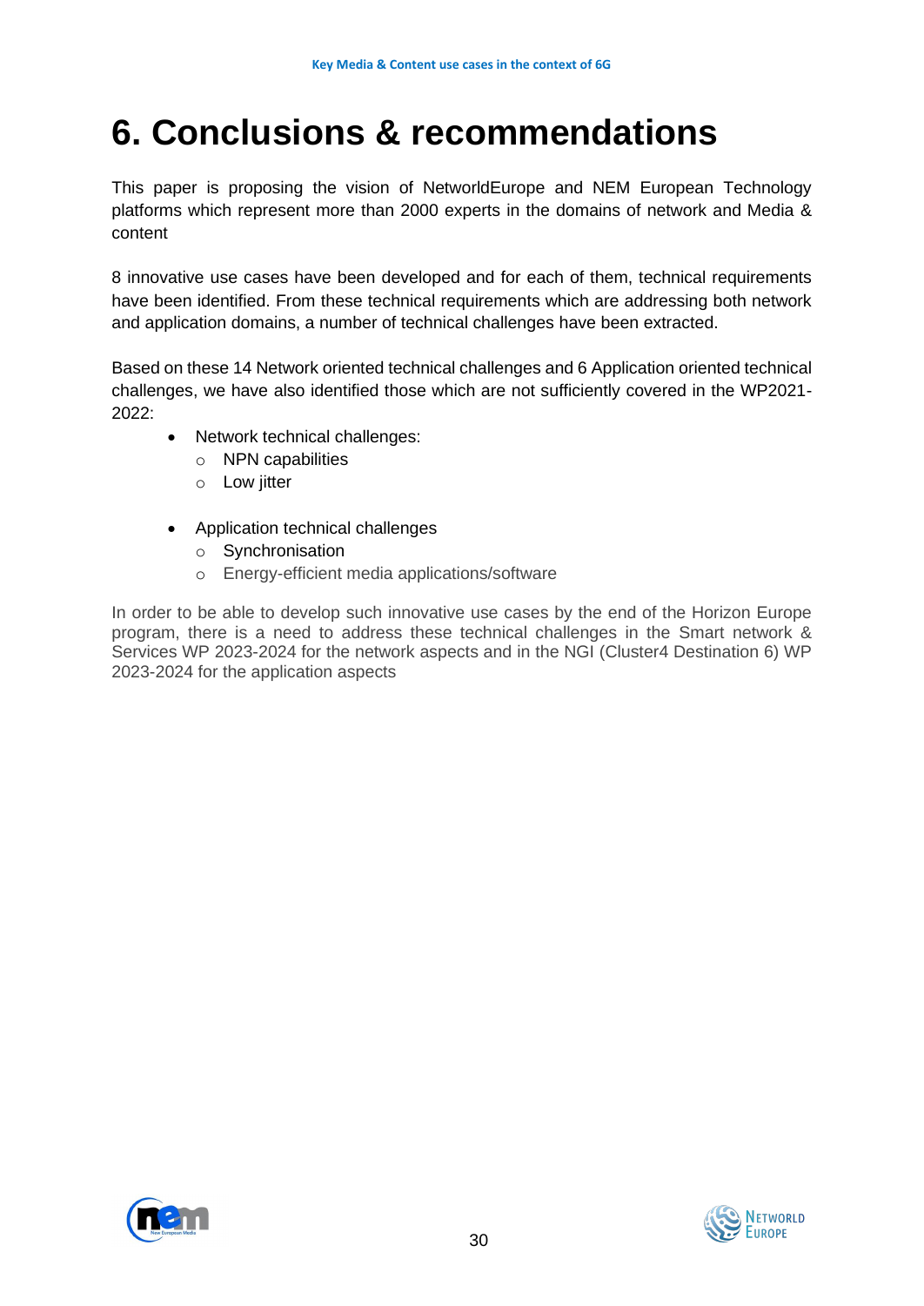# 6. Conclusions & recommendations

This paper is proposing the vision of NetworldEurope and NEM European Technology platforms which represent more than 2000 experts in the domains of network and Media & content

8 innovative use cases have been developed and for each of them, technical requirements have been identified. From these technical requirements which are addressing both network and application domains, a number of technical challenges have been extracted.

Based on these 14 Network oriented technical challenges and 6 Application oriented technical challenges, we have also identified those which are not sufficiently covered in the WP2021-2022:

- Network technical challenges:
  - NPN capabilities
  - Low jitter

- Application technical challenges
  - Synchronisation
  - Energy-efficient media applications/software

In order to be able to develop such innovative use cases by the end of the Horizon Europe program, there is a need to address these technical challenges in the Smart network & Services WP 2023-2024 for the network aspects and in the NGI (Cluster4 Destination 6) WP 2023-2024 for the application aspects